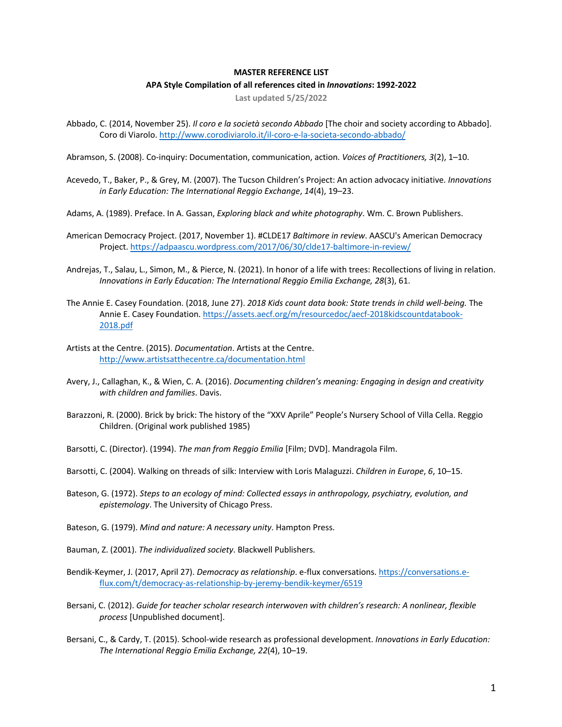**MASTER REFERENCE LIST**

**APA Style Compilation of all references cited in *Innovations*: 1992-2022**

**Last updated 5/25/2022**

Abbado, C. (2014, November 25). *Il coro e la società secondo Abbado* [The choir and society according to Abbado]. Coro di Viarolo. http://www.corodiviarolo.it/il-coro-e-la-societa-secondo-abbado/

Abramson, S. (2008). Co-inquiry: Documentation, communication, action. *Voices of Practitioners, 3*(2), 1–10.

Acevedo, T., Baker, P., & Grey, M. (2007). The Tucson Children's Project: An action advocacy initiative. *Innovations in Early Education: The International Reggio Exchange*, *14*(4), 19–23.

Adams, A. (1989). Preface. In A. Gassan, *Exploring black and white photography*. Wm. C. Brown Publishers.

American Democracy Project. (2017, November 1). #CLDE17 *Baltimore in review*. AASCU's American Democracy Project. https://adpaascu.wordpress.com/2017/06/30/clde17-baltimore-in-review/

Andrejas, T., Salau, L., Simon, M., & Pierce, N. (2021). In honor of a life with trees: Recollections of living in relation. *Innovations in Early Education: The International Reggio Emilia Exchange, 28*(3), 61.

The Annie E. Casey Foundation. (2018, June 27). *2018 Kids count data book: State trends in child well-being.* The Annie E. Casey Foundation. https://assets.aecf.org/m/resourcedoc/aecf-2018kidscountdatabook-2018.pdf

Artists at the Centre. (2015). *Documentation*. Artists at the Centre. http://www.artistsatthecentre.ca/documentation.html

Avery, J., Callaghan, K., & Wien, C. A. (2016). *Documenting children's meaning: Engaging in design and creativity with children and families*. Davis.

Barazzoni, R. (2000). Brick by brick: The history of the "XXV Aprile" People's Nursery School of Villa Cella. Reggio Children. (Original work published 1985)

Barsotti, C. (Director). (1994). *The man from Reggio Emilia* [Film; DVD]. Mandragola Film.

Barsotti, C. (2004). Walking on threads of silk: Interview with Loris Malaguzzi. *Children in Europe*, *6*, 10–15.

Bateson, G. (1972). *Steps to an ecology of mind: Collected essays in anthropology, psychiatry, evolution, and epistemology*. The University of Chicago Press.

Bateson, G. (1979). *Mind and nature: A necessary unity*. Hampton Press.

Bauman, Z. (2001). *The individualized society*. Blackwell Publishers.

Bendik-Keymer, J. (2017, April 27). *Democracy as relationship*. e-flux conversations. https://conversations.e-flux.com/t/democracy-as-relationship-by-jeremy-bendik-keymer/6519

Bersani, C. (2012). *Guide for teacher scholar research interwoven with children's research: A nonlinear, flexible process* [Unpublished document].

Bersani, C., & Cardy, T. (2015). School-wide research as professional development. *Innovations in Early Education: The International Reggio Emilia Exchange, 22*(4), 10–19.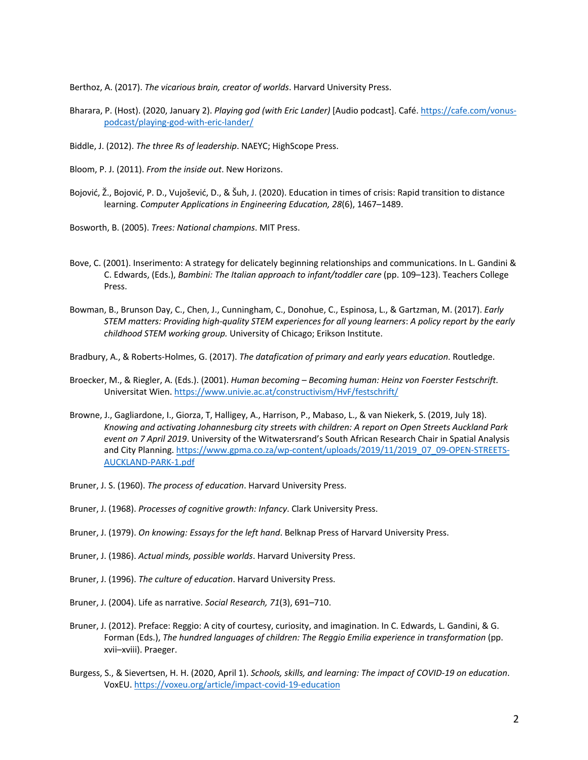Berthoz, A. (2017). *The vicarious brain, creator of worlds*. Harvard University Press.

Bharara, P. (Host). (2020, January 2). *Playing god (with Eric Lander)* [Audio podcast]. Café. https://cafe.com/vonus-podcast/playing-god-with-eric-lander/

Biddle, J. (2012). *The three Rs of leadership*. NAEYC; HighScope Press.

Bloom, P. J. (2011). *From the inside out*. New Horizons.

Bojović, Ž., Bojović, P. D., Vujošević, D., & Šuh, J. (2020). Education in times of crisis: Rapid transition to distance learning. *Computer Applications in Engineering Education, 28*(6), 1467–1489.

Bosworth, B. (2005). *Trees: National champions*. MIT Press.

Bove, C. (2001). Inserimento: A strategy for delicately beginning relationships and communications. In L. Gandini & C. Edwards, (Eds.), *Bambini: The Italian approach to infant/toddler care* (pp. 109–123). Teachers College Press.

Bowman, B., Brunson Day, C., Chen, J., Cunningham, C., Donohue, C., Espinosa, L., & Gartzman, M. (2017). *Early STEM matters: Providing high-quality STEM experiences for all young learners*: *A policy report by the early childhood STEM working group.* University of Chicago; Erikson Institute.

Bradbury, A., & Roberts-Holmes, G. (2017). *The datafication of primary and early years education*. Routledge.

Broecker, M., & Riegler, A. (Eds.). (2001). *Human becoming – Becoming human: Heinz von Foerster Festschrift.* Universitat Wien. https://www.univie.ac.at/constructivism/HvF/festschrift/

Browne, J., Gagliardone, I., Giorza, T, Halligey, A., Harrison, P., Mabaso, L., & van Niekerk, S. (2019, July 18). *Knowing and activating Johannesburg city streets with children: A report on Open Streets Auckland Park event on 7 April 2019*. University of the Witwatersrand's South African Research Chair in Spatial Analysis and City Planning. https://www.gpma.co.za/wp-content/uploads/2019/11/2019_07_09-OPEN-STREETS-AUCKLAND-PARK-1.pdf

Bruner, J. S. (1960). *The process of education*. Harvard University Press.

Bruner, J. (1968). *Processes of cognitive growth: Infancy*. Clark University Press.

Bruner, J. (1979). *On knowing: Essays for the left hand*. Belknap Press of Harvard University Press.

Bruner, J. (1986). *Actual minds, possible worlds*. Harvard University Press.

Bruner, J. (1996). *The culture of education*. Harvard University Press.

Bruner, J. (2004). Life as narrative. *Social Research, 71*(3), 691–710.

Bruner, J. (2012). Preface: Reggio: A city of courtesy, curiosity, and imagination. In C. Edwards, L. Gandini, & G. Forman (Eds.), *The hundred languages of children: The Reggio Emilia experience in transformation* (pp. xvii–xviii). Praeger.

Burgess, S., & Sievertsen, H. H. (2020, April 1). *Schools, skills, and learning: The impact of COVID-19 on education*. VoxEU. https://voxeu.org/article/impact-covid-19-education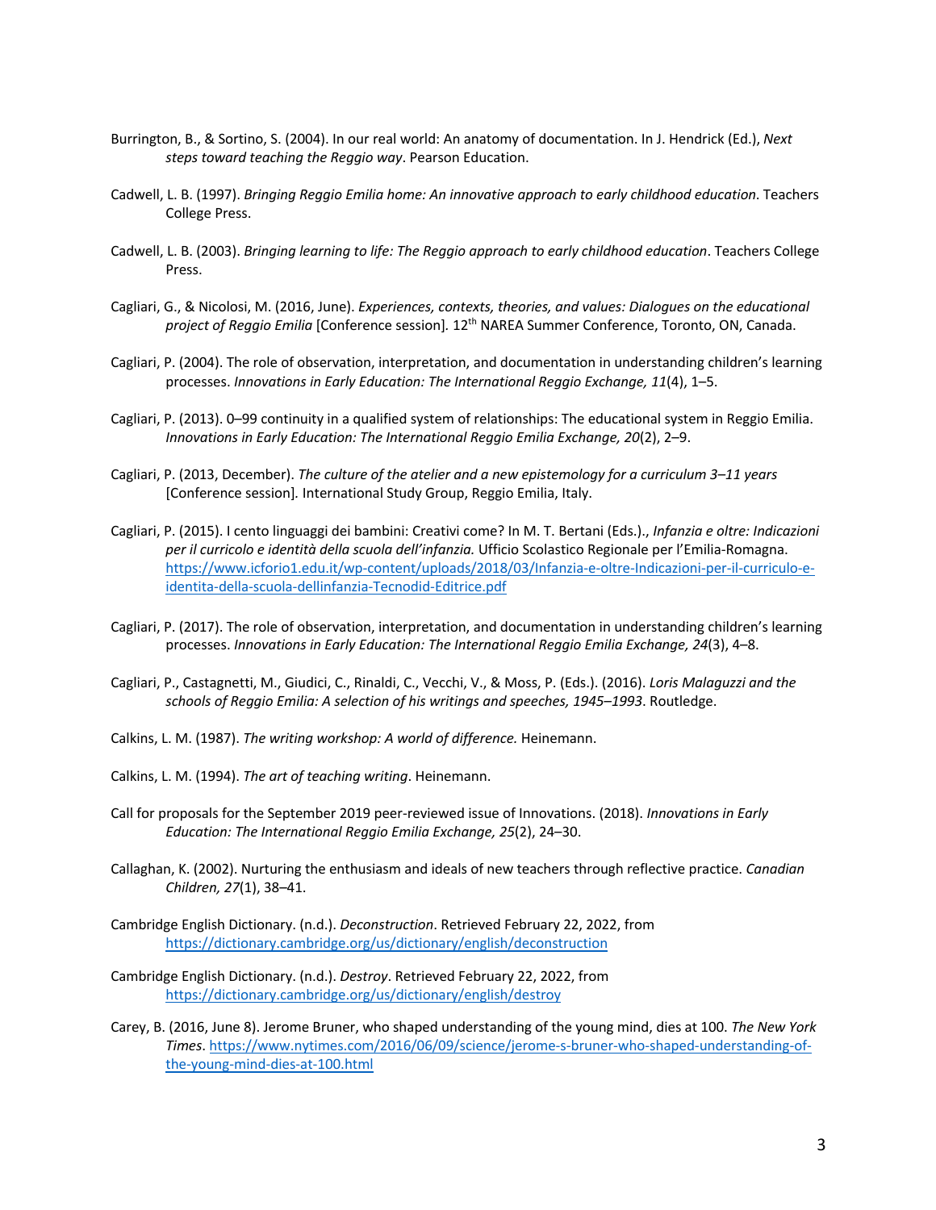Burrington, B., & Sortino, S. (2004). In our real world: An anatomy of documentation. In J. Hendrick (Ed.), *Next steps toward teaching the Reggio way*. Pearson Education.

Cadwell, L. B. (1997). *Bringing Reggio Emilia home: An innovative approach to early childhood education*. Teachers College Press.

Cadwell, L. B. (2003). *Bringing learning to life: The Reggio approach to early childhood education*. Teachers College Press.

Cagliari, G., & Nicolosi, M. (2016, June). *Experiences, contexts, theories, and values: Dialogues on the educational project of Reggio Emilia* [Conference session]. 12th NAREA Summer Conference, Toronto, ON, Canada.

Cagliari, P. (2004). The role of observation, interpretation, and documentation in understanding children's learning processes. *Innovations in Early Education: The International Reggio Exchange, 11*(4), 1–5.

Cagliari, P. (2013). 0–99 continuity in a qualified system of relationships: The educational system in Reggio Emilia. *Innovations in Early Education: The International Reggio Emilia Exchange, 20*(2), 2–9.

Cagliari, P. (2013, December). *The culture of the atelier and a new epistemology for a curriculum 3–11 years* [Conference session]. International Study Group, Reggio Emilia, Italy.

Cagliari, P. (2015). I cento linguaggi dei bambini: Creativi come? In M. T. Bertani (Eds.), *Infanzia e oltre: Indicazioni per il curricolo e identità della scuola dell'infanzia.* Ufficio Scolastico Regionale per l'Emilia-Romagna. https://www.icforio1.edu.it/wp-content/uploads/2018/03/Infanzia-e-oltre-Indicazioni-per-il-curriculo-e-identita-della-scuola-dellinfanzia-Tecnodid-Editrice.pdf

Cagliari, P. (2017). The role of observation, interpretation, and documentation in understanding children's learning processes. *Innovations in Early Education: The International Reggio Emilia Exchange, 24*(3), 4–8.

Cagliari, P., Castagnetti, M., Giudici, C., Rinaldi, C., Vecchi, V., & Moss, P. (Eds.). (2016). *Loris Malaguzzi and the schools of Reggio Emilia: A selection of his writings and speeches, 1945–1993*. Routledge.

Calkins, L. M. (1987). *The writing workshop: A world of difference.* Heinemann.

Calkins, L. M. (1994). *The art of teaching writing*. Heinemann.

Call for proposals for the September 2019 peer-reviewed issue of Innovations. (2018). *Innovations in Early Education: The International Reggio Emilia Exchange, 25*(2), 24–30.

Callaghan, K. (2002). Nurturing the enthusiasm and ideals of new teachers through reflective practice. *Canadian Children, 27*(1), 38–41.

Cambridge English Dictionary. (n.d.). *Deconstruction*. Retrieved February 22, 2022, from https://dictionary.cambridge.org/us/dictionary/english/deconstruction

Cambridge English Dictionary. (n.d.). *Destroy*. Retrieved February 22, 2022, from https://dictionary.cambridge.org/us/dictionary/english/destroy

Carey, B. (2016, June 8). Jerome Bruner, who shaped understanding of the young mind, dies at 100. *The New York Times*. https://www.nytimes.com/2016/06/09/science/jerome-s-bruner-who-shaped-understanding-of-the-young-mind-dies-at-100.html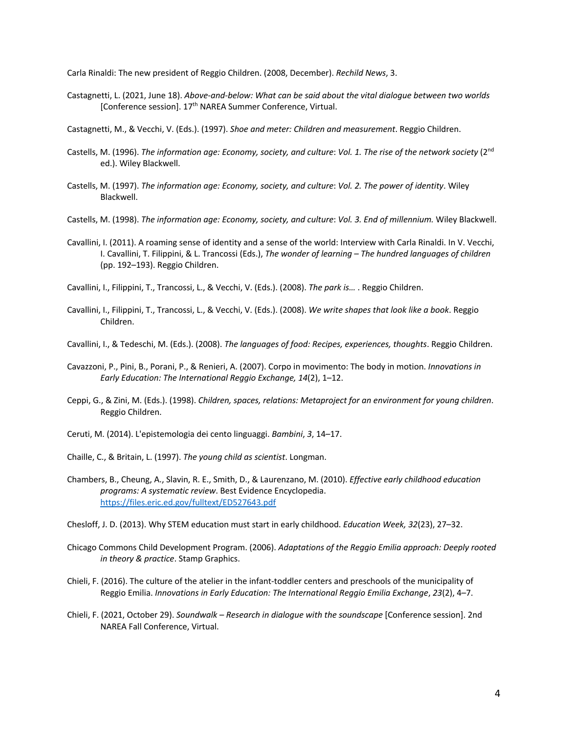Carla Rinaldi: The new president of Reggio Children. (2008, December). *Rechild News*, 3.

Castagnetti, L. (2021, June 18). *Above-and-below: What can be said about the vital dialogue between two worlds* [Conference session]. 17th NAREA Summer Conference, Virtual.

Castagnetti, M., & Vecchi, V. (Eds.). (1997). *Shoe and meter: Children and measurement*. Reggio Children.

Castells, M. (1996). *The information age: Economy, society, and culture*: *Vol. 1. The rise of the network society* (2nd ed.). Wiley Blackwell.

Castells, M. (1997). *The information age: Economy, society, and culture*: *Vol. 2. The power of identity*. Wiley Blackwell.

Castells, M. (1998). *The information age: Economy, society, and culture*: *Vol. 3. End of millennium.* Wiley Blackwell.

Cavallini, I. (2011). A roaming sense of identity and a sense of the world: Interview with Carla Rinaldi. In V. Vecchi, I. Cavallini, T. Filippini, & L. Trancossi (Eds.), *The wonder of learning – The hundred languages of children* (pp. 192–193). Reggio Children.

Cavallini, I., Filippini, T., Trancossi, L., & Vecchi, V. (Eds.). (2008). *The park is…* . Reggio Children.

Cavallini, I., Filippini, T., Trancossi, L., & Vecchi, V. (Eds.). (2008). *We write shapes that look like a book*. Reggio Children.

Cavallini, I., & Tedeschi, M. (Eds.). (2008). *The languages of food: Recipes, experiences, thoughts*. Reggio Children.

Cavazzoni, P., Pini, B., Porani, P., & Renieri, A. (2007). Corpo in movimento: The body in motion. *Innovations in Early Education: The International Reggio Exchange, 14*(2), 1–12.

Ceppi, G., & Zini, M. (Eds.). (1998). *Children, spaces, relations: Metaproject for an environment for young children*. Reggio Children.

Ceruti, M. (2014). L'epistemologia dei cento linguaggi. *Bambini*, *3*, 14–17.

Chaille, C., & Britain, L. (1997). *The young child as scientist*. Longman.

Chambers, B., Cheung, A., Slavin, R. E., Smith, D., & Laurenzano, M. (2010). *Effective early childhood education programs: A systematic review*. Best Evidence Encyclopedia. https://files.eric.ed.gov/fulltext/ED527643.pdf

Chesloff, J. D. (2013). Why STEM education must start in early childhood. *Education Week, 32*(23), 27–32.

Chicago Commons Child Development Program. (2006). *Adaptations of the Reggio Emilia approach: Deeply rooted in theory & practice*. Stamp Graphics.

Chieli, F. (2016). The culture of the atelier in the infant-toddler centers and preschools of the municipality of Reggio Emilia. *Innovations in Early Education: The International Reggio Emilia Exchange*, *23*(2), 4–7.

Chieli, F. (2021, October 29). *Soundwalk – Research in dialogue with the soundscape* [Conference session]. 2nd NAREA Fall Conference, Virtual.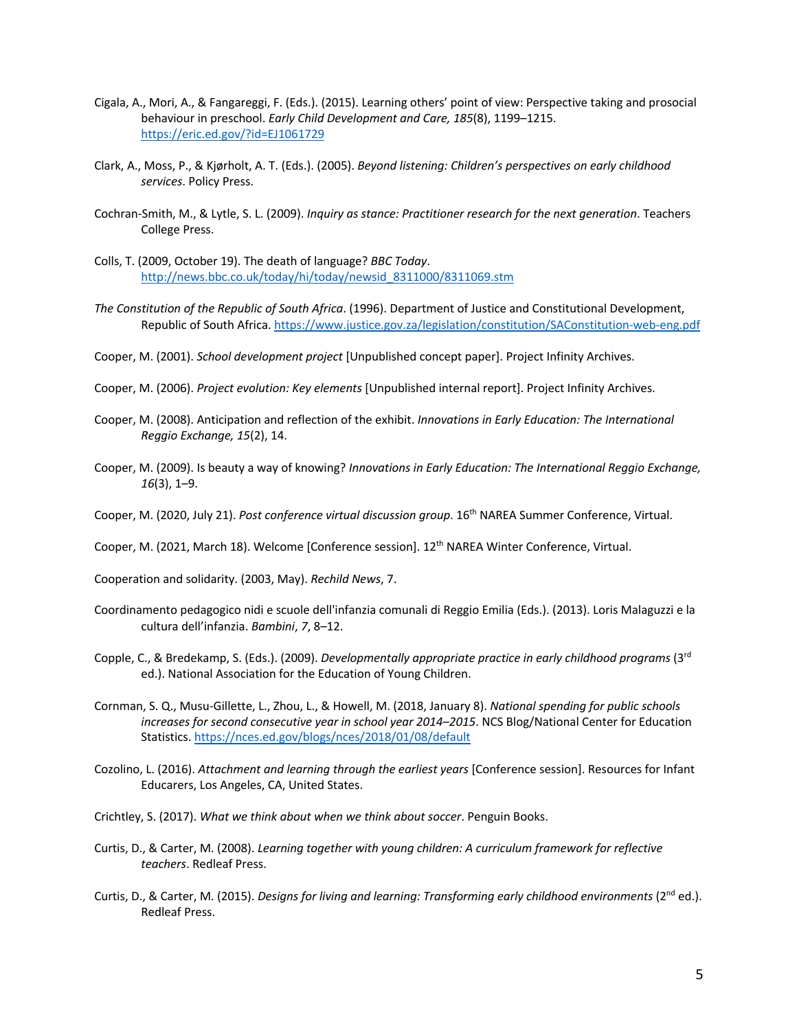Cigala, A., Mori, A., & Fangareggi, F. (Eds.). (2015). Learning others' point of view: Perspective taking and prosocial behaviour in preschool. *Early Child Development and Care, 185*(8), 1199–1215. https://eric.ed.gov/?id=EJ1061729

Clark, A., Moss, P., & Kjørholt, A. T. (Eds.). (2005). *Beyond listening: Children's perspectives on early childhood services*. Policy Press.

Cochran-Smith, M., & Lytle, S. L. (2009). *Inquiry as stance: Practitioner research for the next generation*. Teachers College Press.

Colls, T. (2009, October 19). The death of language? *BBC Today*. http://news.bbc.co.uk/today/hi/today/newsid_8311000/8311069.stm

*The Constitution of the Republic of South Africa*. (1996). Department of Justice and Constitutional Development, Republic of South Africa. https://www.justice.gov.za/legislation/constitution/SAConstitution-web-eng.pdf

Cooper, M. (2001). *School development project* [Unpublished concept paper]. Project Infinity Archives.

Cooper, M. (2006). *Project evolution: Key elements* [Unpublished internal report]. Project Infinity Archives.

Cooper, M. (2008). Anticipation and reflection of the exhibit. *Innovations in Early Education: The International Reggio Exchange, 15*(2), 14.

Cooper, M. (2009). Is beauty a way of knowing? *Innovations in Early Education: The International Reggio Exchange, 16*(3), 1–9.

Cooper, M. (2020, July 21). *Post conference virtual discussion group*. 16th NAREA Summer Conference, Virtual.

Cooper, M. (2021, March 18). Welcome [Conference session]. 12th NAREA Winter Conference, Virtual.

Cooperation and solidarity. (2003, May). *Rechild News*, 7.

Coordinamento pedagogico nidi e scuole dell'infanzia comunali di Reggio Emilia (Eds.). (2013). Loris Malaguzzi e la cultura dell'infanzia. *Bambini*, *7*, 8–12.

Copple, C., & Bredekamp, S. (Eds.). (2009). *Developmentally appropriate practice in early childhood programs* (3rd ed.). National Association for the Education of Young Children.

Cornman, S. Q., Musu-Gillette, L., Zhou, L., & Howell, M. (2018, January 8). *National spending for public schools increases for second consecutive year in school year 2014–2015*. NCS Blog/National Center for Education Statistics. https://nces.ed.gov/blogs/nces/2018/01/08/default

Cozolino, L. (2016). *Attachment and learning through the earliest years* [Conference session]. Resources for Infant Educarers, Los Angeles, CA, United States.

Crichtley, S. (2017). *What we think about when we think about soccer*. Penguin Books.

Curtis, D., & Carter, M. (2008). *Learning together with young children: A curriculum framework for reflective teachers*. Redleaf Press.

Curtis, D., & Carter, M. (2015). *Designs for living and learning: Transforming early childhood environments* (2nd ed.). Redleaf Press.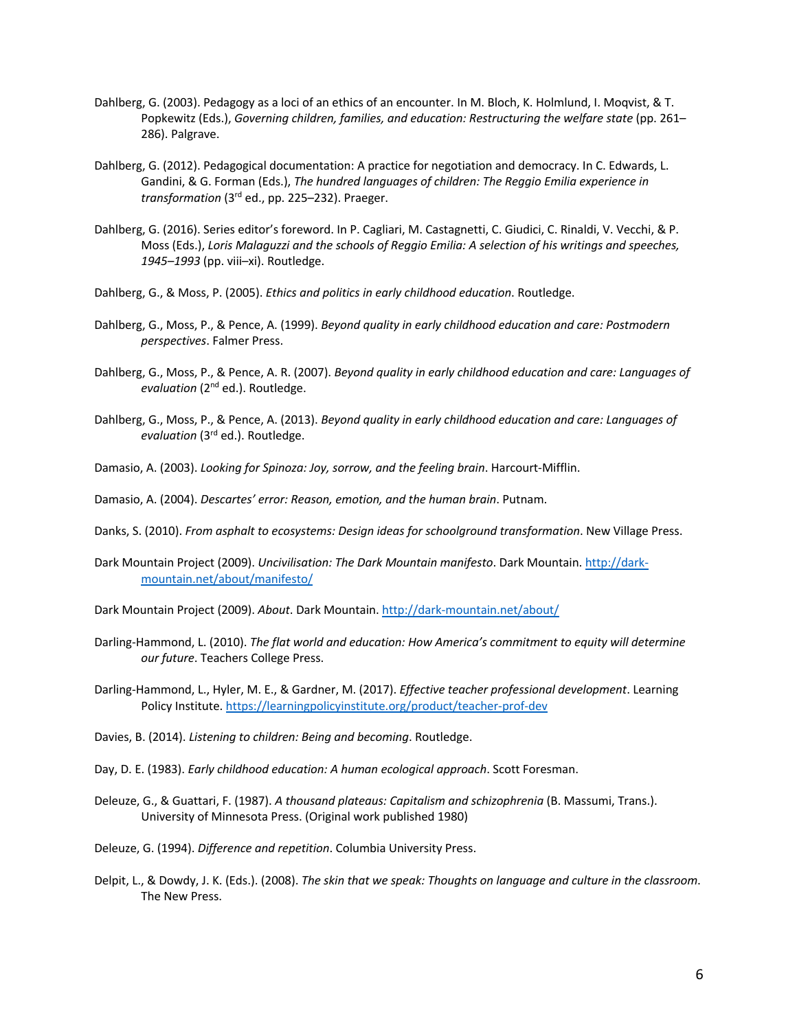Dahlberg, G. (2003). Pedagogy as a loci of an ethics of an encounter. In M. Bloch, K. Holmlund, I. Moqvist, & T. Popkewitz (Eds.), *Governing children, families, and education: Restructuring the welfare state* (pp. 261–286). Palgrave.

Dahlberg, G. (2012). Pedagogical documentation: A practice for negotiation and democracy. In C. Edwards, L. Gandini, & G. Forman (Eds.), *The hundred languages of children: The Reggio Emilia experience in transformation* (3rd ed., pp. 225–232). Praeger.

Dahlberg, G. (2016). Series editor's foreword. In P. Cagliari, M. Castagnetti, C. Giudici, C. Rinaldi, V. Vecchi, & P. Moss (Eds.), *Loris Malaguzzi and the schools of Reggio Emilia: A selection of his writings and speeches, 1945–1993* (pp. viii–xi). Routledge.

Dahlberg, G., & Moss, P. (2005). *Ethics and politics in early childhood education*. Routledge.

Dahlberg, G., Moss, P., & Pence, A. (1999). *Beyond quality in early childhood education and care: Postmodern perspectives*. Falmer Press.

Dahlberg, G., Moss, P., & Pence, A. R. (2007). *Beyond quality in early childhood education and care: Languages of evaluation* (2nd ed.). Routledge.

Dahlberg, G., Moss, P., & Pence, A. (2013). *Beyond quality in early childhood education and care: Languages of evaluation* (3rd ed.). Routledge.

Damasio, A. (2003). *Looking for Spinoza: Joy, sorrow, and the feeling brain*. Harcourt-Mifflin.

Damasio, A. (2004). *Descartes' error: Reason, emotion, and the human brain*. Putnam.

Danks, S. (2010). *From asphalt to ecosystems: Design ideas for schoolground transformation*. New Village Press.

Dark Mountain Project (2009). *Uncivilisation: The Dark Mountain manifesto*. Dark Mountain. http://dark-mountain.net/about/manifesto/

Dark Mountain Project (2009). *About*. Dark Mountain. http://dark-mountain.net/about/

Darling-Hammond, L. (2010). *The flat world and education: How America's commitment to equity will determine our future*. Teachers College Press.

Darling-Hammond, L., Hyler, M. E., & Gardner, M. (2017). *Effective teacher professional development*. Learning Policy Institute. https://learningpolicyinstitute.org/product/teacher-prof-dev

Davies, B. (2014). *Listening to children: Being and becoming*. Routledge.

Day, D. E. (1983). *Early childhood education: A human ecological approach*. Scott Foresman.

Deleuze, G., & Guattari, F. (1987). *A thousand plateaus: Capitalism and schizophrenia* (B. Massumi, Trans.). University of Minnesota Press. (Original work published 1980)

Deleuze, G. (1994). *Difference and repetition*. Columbia University Press.

Delpit, L., & Dowdy, J. K. (Eds.). (2008). *The skin that we speak: Thoughts on language and culture in the classroom*. The New Press.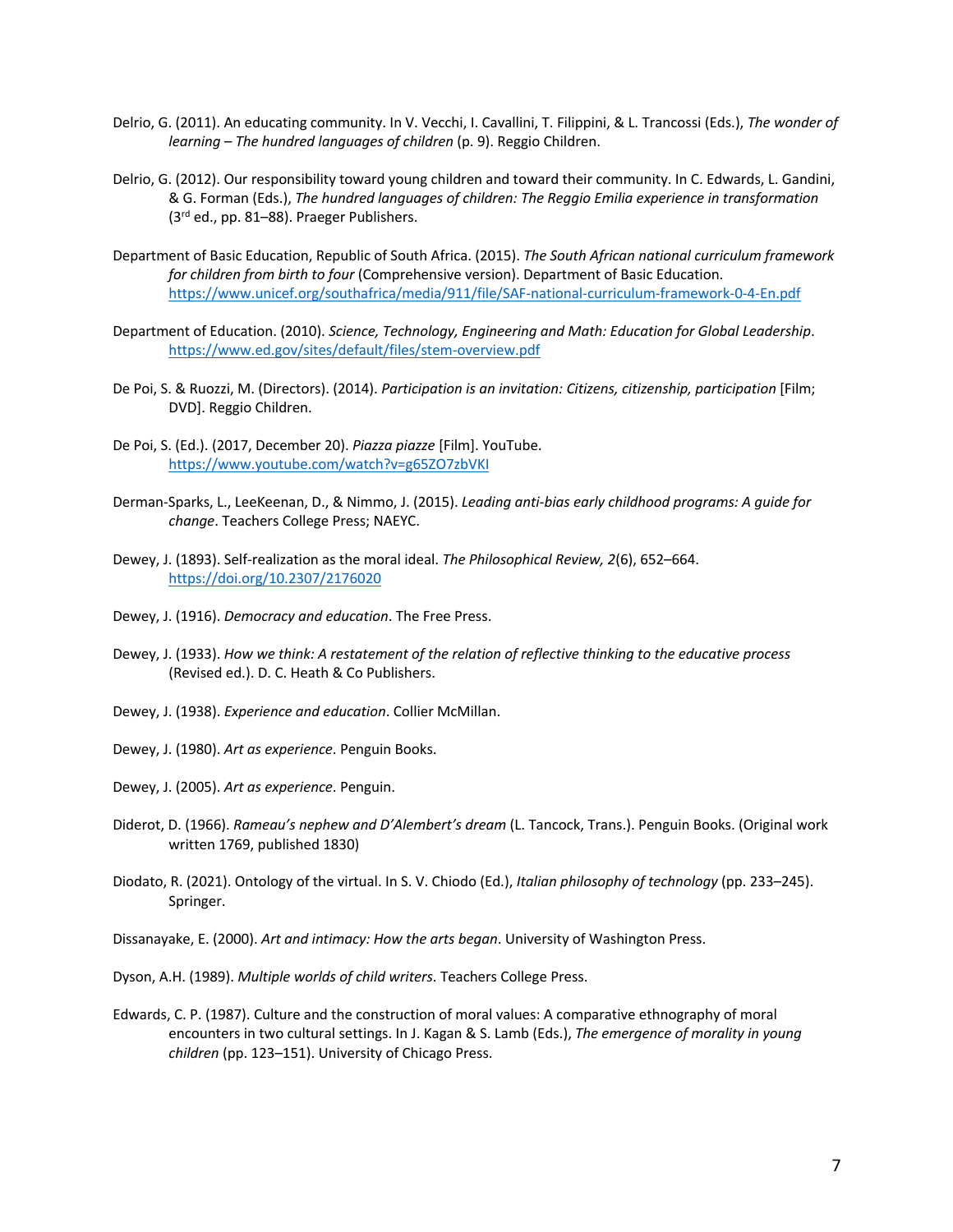Delrio, G. (2011). An educating community. In V. Vecchi, I. Cavallini, T. Filippini, & L. Trancossi (Eds.), *The wonder of learning – The hundred languages of children* (p. 9). Reggio Children.

Delrio, G. (2012). Our responsibility toward young children and toward their community. In C. Edwards, L. Gandini, & G. Forman (Eds.), *The hundred languages of children: The Reggio Emilia experience in transformation* (3rd ed., pp. 81–88). Praeger Publishers.

Department of Basic Education, Republic of South Africa. (2015). *The South African national curriculum framework for children from birth to four* (Comprehensive version). Department of Basic Education. https://www.unicef.org/southafrica/media/911/file/SAF-national-curriculum-framework-0-4-En.pdf

Department of Education. (2010). *Science, Technology, Engineering and Math: Education for Global Leadership*. https://www.ed.gov/sites/default/files/stem-overview.pdf

De Poi, S. & Ruozzi, M. (Directors). (2014). *Participation is an invitation: Citizens, citizenship, participation* [Film; DVD]. Reggio Children.

De Poi, S. (Ed.). (2017, December 20). *Piazza piazze* [Film]. YouTube. https://www.youtube.com/watch?v=g65ZO7zbVKI

Derman-Sparks, L., LeeKeenan, D., & Nimmo, J. (2015). *Leading anti-bias early childhood programs: A guide for change*. Teachers College Press; NAEYC.

Dewey, J. (1893). Self-realization as the moral ideal. *The Philosophical Review, 2*(6), 652–664. https://doi.org/10.2307/2176020

Dewey, J. (1916). *Democracy and education*. The Free Press.

Dewey, J. (1933). *How we think: A restatement of the relation of reflective thinking to the educative process* (Revised ed.). D. C. Heath & Co Publishers.

Dewey, J. (1938). *Experience and education*. Collier McMillan.

Dewey, J. (1980). *Art as experience*. Penguin Books.

Dewey, J. (2005). *Art as experience*. Penguin.

Diderot, D. (1966). *Rameau's nephew and D'Alembert's dream* (L. Tancock, Trans.). Penguin Books. (Original work written 1769, published 1830)

Diodato, R. (2021). Ontology of the virtual. In S. V. Chiodo (Ed.), *Italian philosophy of technology* (pp. 233–245). Springer.

Dissanayake, E. (2000). *Art and intimacy: How the arts began*. University of Washington Press.

Dyson, A.H. (1989). *Multiple worlds of child writers*. Teachers College Press.

Edwards, C. P. (1987). Culture and the construction of moral values: A comparative ethnography of moral encounters in two cultural settings. In J. Kagan & S. Lamb (Eds.), *The emergence of morality in young children* (pp. 123–151). University of Chicago Press.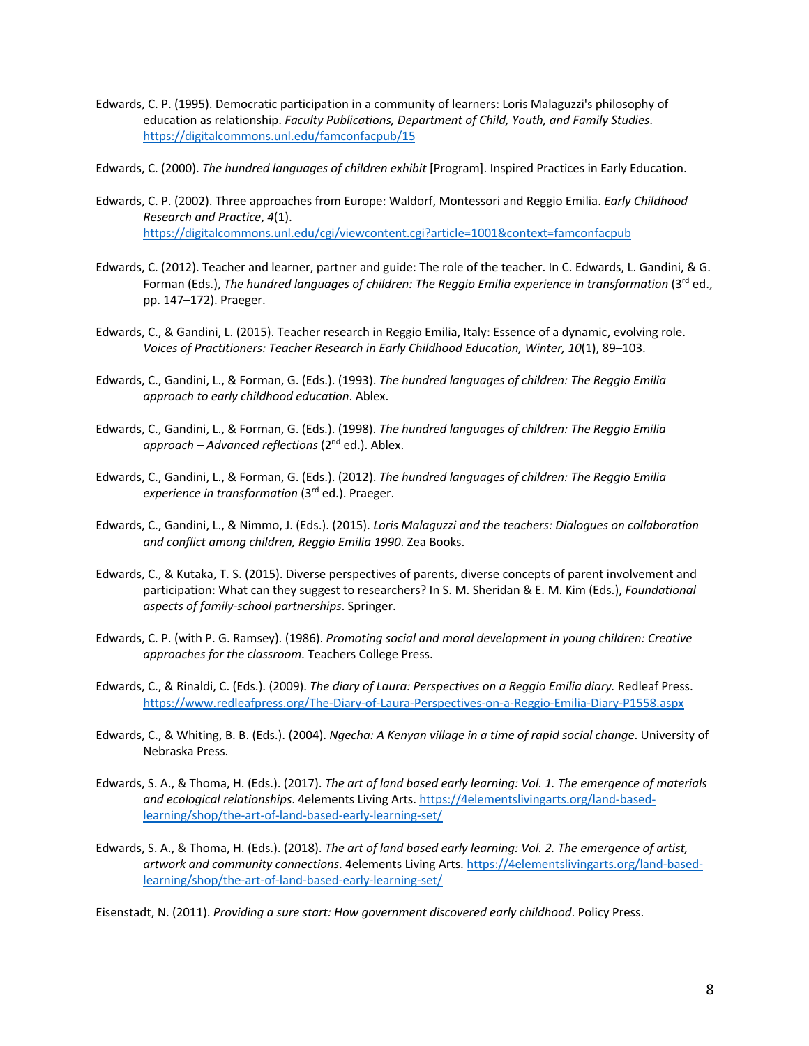Edwards, C. P. (1995). Democratic participation in a community of learners: Loris Malaguzzi's philosophy of education as relationship. *Faculty Publications, Department of Child, Youth, and Family Studies*. https://digitalcommons.unl.edu/famconfacpub/15

Edwards, C. (2000). *The hundred languages of children exhibit* [Program]. Inspired Practices in Early Education.

Edwards, C. P. (2002). Three approaches from Europe: Waldorf, Montessori and Reggio Emilia. *Early Childhood Research and Practice*, *4*(1). https://digitalcommons.unl.edu/cgi/viewcontent.cgi?article=1001&context=famconfacpub

Edwards, C. (2012). Teacher and learner, partner and guide: The role of the teacher. In C. Edwards, L. Gandini, & G. Forman (Eds.), *The hundred languages of children: The Reggio Emilia experience in transformation* (3rd ed., pp. 147–172). Praeger.

Edwards, C., & Gandini, L. (2015). Teacher research in Reggio Emilia, Italy: Essence of a dynamic, evolving role. *Voices of Practitioners: Teacher Research in Early Childhood Education, Winter, 10*(1), 89–103.

Edwards, C., Gandini, L., & Forman, G. (Eds.). (1993). *The hundred languages of children: The Reggio Emilia approach to early childhood education*. Ablex.

Edwards, C., Gandini, L., & Forman, G. (Eds.). (1998). *The hundred languages of children: The Reggio Emilia approach – Advanced reflections* (2nd ed.). Ablex.

Edwards, C., Gandini, L., & Forman, G. (Eds.). (2012). *The hundred languages of children: The Reggio Emilia experience in transformation* (3rd ed.). Praeger.

Edwards, C., Gandini, L., & Nimmo, J. (Eds.). (2015). *Loris Malaguzzi and the teachers: Dialogues on collaboration and conflict among children, Reggio Emilia 1990*. Zea Books.

Edwards, C., & Kutaka, T. S. (2015). Diverse perspectives of parents, diverse concepts of parent involvement and participation: What can they suggest to researchers? In S. M. Sheridan & E. M. Kim (Eds.), *Foundational aspects of family-school partnerships*. Springer.

Edwards, C. P. (with P. G. Ramsey). (1986). *Promoting social and moral development in young children: Creative approaches for the classroom*. Teachers College Press.

Edwards, C., & Rinaldi, C. (Eds.). (2009). *The diary of Laura: Perspectives on a Reggio Emilia diary.* Redleaf Press. https://www.redleafpress.org/The-Diary-of-Laura-Perspectives-on-a-Reggio-Emilia-Diary-P1558.aspx

Edwards, C., & Whiting, B. B. (Eds.). (2004). *Ngecha: A Kenyan village in a time of rapid social change*. University of Nebraska Press.

Edwards, S. A., & Thoma, H. (Eds.). (2017). *The art of land based early learning: Vol. 1. The emergence of materials and ecological relationships*. 4elements Living Arts. https://4elementslivingarts.org/land-based-learning/shop/the-art-of-land-based-early-learning-set/

Edwards, S. A., & Thoma, H. (Eds.). (2018). *The art of land based early learning: Vol. 2. The emergence of artist, artwork and community connections*. 4elements Living Arts. https://4elementslivingarts.org/land-based-learning/shop/the-art-of-land-based-early-learning-set/

Eisenstadt, N. (2011). *Providing a sure start: How government discovered early childhood*. Policy Press.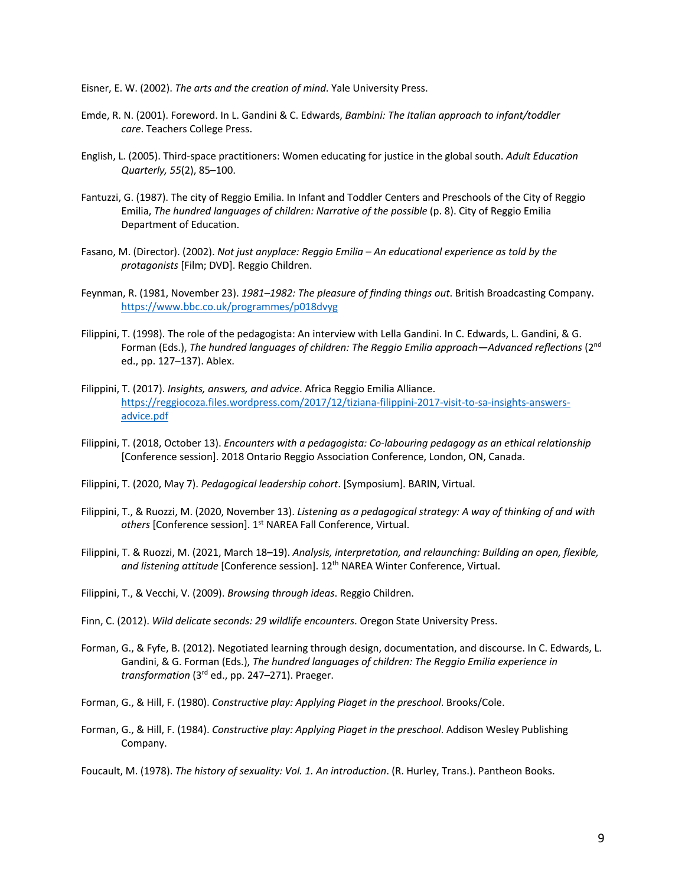Eisner, E. W. (2002). *The arts and the creation of mind*. Yale University Press.

Emde, R. N. (2001). Foreword. In L. Gandini & C. Edwards, *Bambini: The Italian approach to infant/toddler care*. Teachers College Press.

English, L. (2005). Third-space practitioners: Women educating for justice in the global south. *Adult Education Quarterly, 55*(2), 85–100.

Fantuzzi, G. (1987). The city of Reggio Emilia. In Infant and Toddler Centers and Preschools of the City of Reggio Emilia, *The hundred languages of children: Narrative of the possible* (p. 8). City of Reggio Emilia Department of Education.

Fasano, M. (Director). (2002). *Not just anyplace: Reggio Emilia – An educational experience as told by the protagonists* [Film; DVD]. Reggio Children.

Feynman, R. (1981, November 23). *1981–1982: The pleasure of finding things out*. British Broadcasting Company. https://www.bbc.co.uk/programmes/p018dvyg

Filippini, T. (1998). The role of the pedagogista: An interview with Lella Gandini. In C. Edwards, L. Gandini, & G. Forman (Eds.), *The hundred languages of children: The Reggio Emilia approach—Advanced reflections* (2nd ed., pp. 127–137). Ablex.

Filippini, T. (2017). *Insights, answers, and advice*. Africa Reggio Emilia Alliance. https://reggiocoza.files.wordpress.com/2017/12/tiziana-filippini-2017-visit-to-sa-insights-answers-advice.pdf

Filippini, T. (2018, October 13). *Encounters with a pedagogista: Co-labouring pedagogy as an ethical relationship* [Conference session]. 2018 Ontario Reggio Association Conference, London, ON, Canada.

Filippini, T. (2020, May 7). *Pedagogical leadership cohort*. [Symposium]. BARIN, Virtual.

Filippini, T., & Ruozzi, M. (2020, November 13). *Listening as a pedagogical strategy: A way of thinking of and with others* [Conference session]. 1st NAREA Fall Conference, Virtual.

Filippini, T. & Ruozzi, M. (2021, March 18–19). *Analysis, interpretation, and relaunching: Building an open, flexible, and listening attitude* [Conference session]. 12th NAREA Winter Conference, Virtual.

Filippini, T., & Vecchi, V. (2009). *Browsing through ideas*. Reggio Children.

Finn, C. (2012). *Wild delicate seconds: 29 wildlife encounters*. Oregon State University Press.

Forman, G., & Fyfe, B. (2012). Negotiated learning through design, documentation, and discourse. In C. Edwards, L. Gandini, & G. Forman (Eds.), *The hundred languages of children: The Reggio Emilia experience in transformation* (3rd ed., pp. 247–271). Praeger.

Forman, G., & Hill, F. (1980). *Constructive play: Applying Piaget in the preschool*. Brooks/Cole.

Forman, G., & Hill, F. (1984). *Constructive play: Applying Piaget in the preschool*. Addison Wesley Publishing Company.

Foucault, M. (1978). *The history of sexuality: Vol. 1. An introduction*. (R. Hurley, Trans.). Pantheon Books.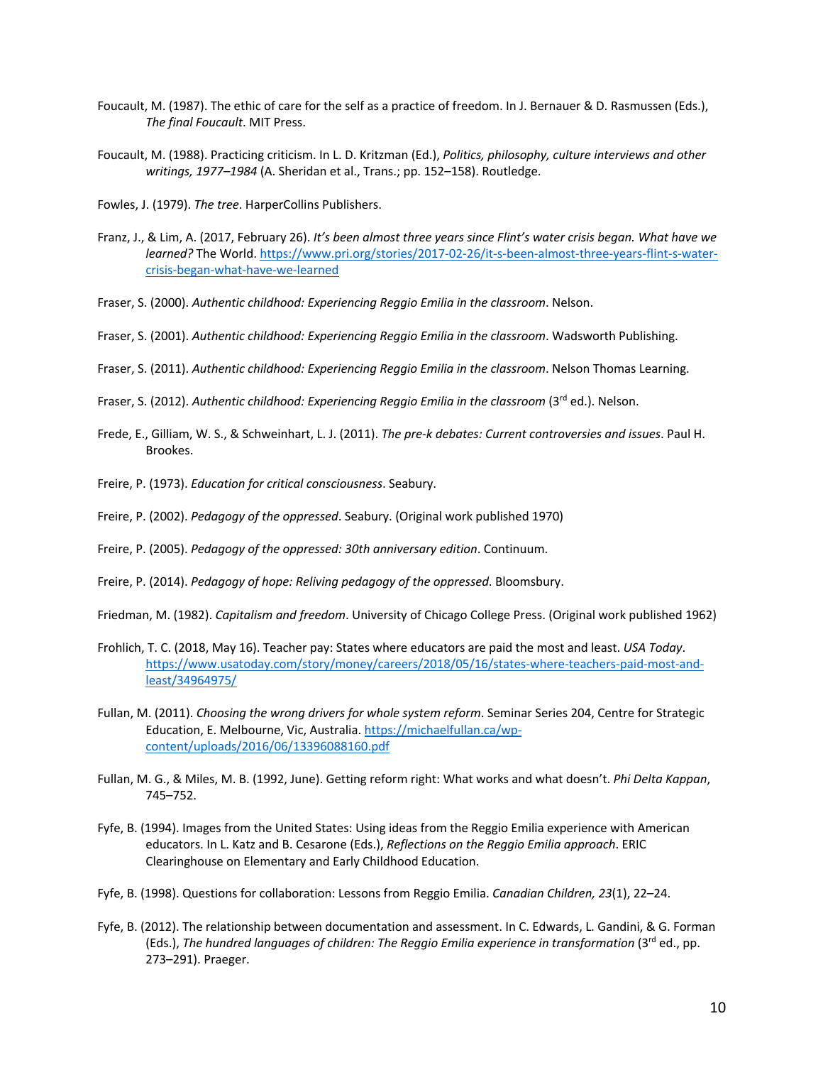Foucault, M. (1987). The ethic of care for the self as a practice of freedom. In J. Bernauer & D. Rasmussen (Eds.), *The final Foucault*. MIT Press.

Foucault, M. (1988). Practicing criticism. In L. D. Kritzman (Ed.), *Politics, philosophy, culture interviews and other writings, 1977–1984* (A. Sheridan et al., Trans.; pp. 152–158). Routledge.

Fowles, J. (1979). *The tree*. HarperCollins Publishers.

Franz, J., & Lim, A. (2017, February 26). *It's been almost three years since Flint's water crisis began. What have we learned?* The World. https://www.pri.org/stories/2017-02-26/it-s-been-almost-three-years-flint-s-water-crisis-began-what-have-we-learned

Fraser, S. (2000). *Authentic childhood: Experiencing Reggio Emilia in the classroom*. Nelson.

Fraser, S. (2001). *Authentic childhood: Experiencing Reggio Emilia in the classroom*. Wadsworth Publishing.

Fraser, S. (2011). *Authentic childhood: Experiencing Reggio Emilia in the classroom*. Nelson Thomas Learning.

Fraser, S. (2012). *Authentic childhood: Experiencing Reggio Emilia in the classroom* (3rd ed.). Nelson.

Frede, E., Gilliam, W. S., & Schweinhart, L. J. (2011). *The pre-k debates: Current controversies and issues*. Paul H. Brookes.

Freire, P. (1973). *Education for critical consciousness*. Seabury.

Freire, P. (2002). *Pedagogy of the oppressed*. Seabury. (Original work published 1970)

Freire, P. (2005). *Pedagogy of the oppressed: 30th anniversary edition*. Continuum.

Freire, P. (2014). *Pedagogy of hope: Reliving pedagogy of the oppressed*. Bloomsbury.

Friedman, M. (1982). *Capitalism and freedom*. University of Chicago College Press. (Original work published 1962)

Frohlich, T. C. (2018, May 16). Teacher pay: States where educators are paid the most and least. *USA Today*. https://www.usatoday.com/story/money/careers/2018/05/16/states-where-teachers-paid-most-and-least/34964975/

Fullan, M. (2011). *Choosing the wrong drivers for whole system reform*. Seminar Series 204, Centre for Strategic Education, E. Melbourne, Vic, Australia. https://michaelfullan.ca/wp-content/uploads/2016/06/13396088160.pdf

Fullan, M. G., & Miles, M. B. (1992, June). Getting reform right: What works and what doesn't. *Phi Delta Kappan*, 745–752.

Fyfe, B. (1994). Images from the United States: Using ideas from the Reggio Emilia experience with American educators. In L. Katz and B. Cesarone (Eds.), *Reflections on the Reggio Emilia approach*. ERIC Clearinghouse on Elementary and Early Childhood Education.

Fyfe, B. (1998). Questions for collaboration: Lessons from Reggio Emilia. *Canadian Children, 23*(1), 22–24.

Fyfe, B. (2012). The relationship between documentation and assessment. In C. Edwards, L. Gandini, & G. Forman (Eds.), *The hundred languages of children: The Reggio Emilia experience in transformation* (3rd ed., pp. 273–291). Praeger.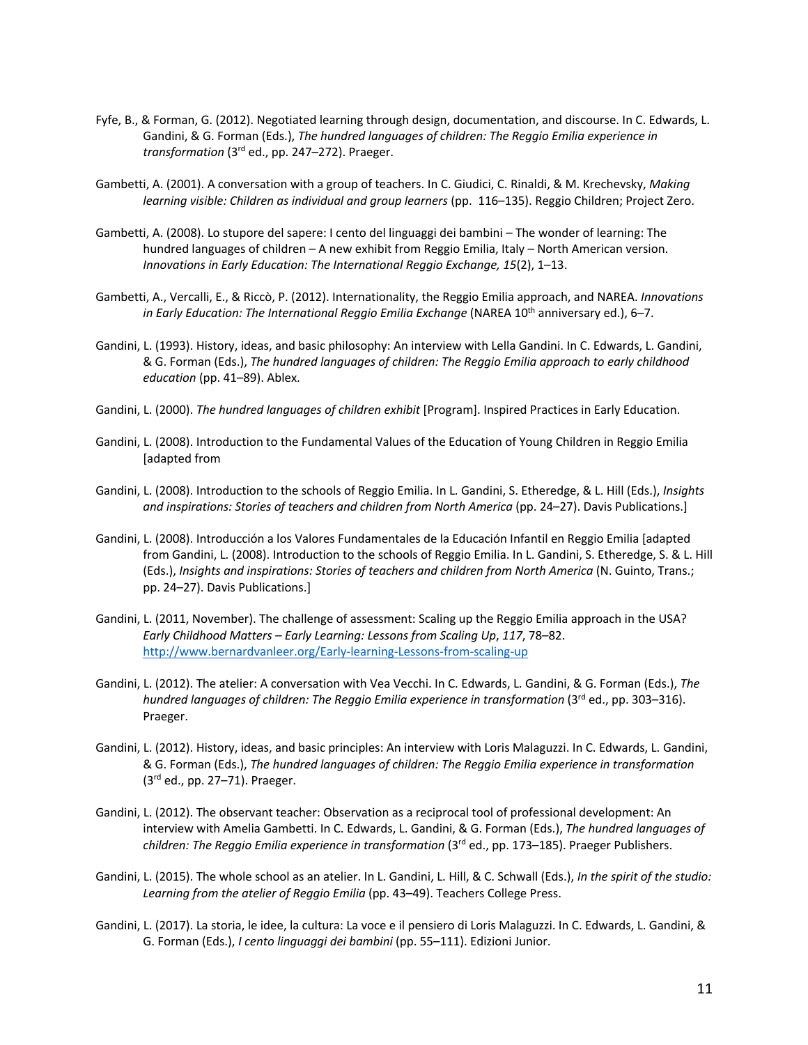Fyfe, B., & Forman, G. (2012). Negotiated learning through design, documentation, and discourse. In C. Edwards, L. Gandini, & G. Forman (Eds.), *The hundred languages of children: The Reggio Emilia experience in transformation* (3rd ed., pp. 247–272). Praeger.

Gambetti, A. (2001). A conversation with a group of teachers. In C. Giudici, C. Rinaldi, & M. Krechevsky, *Making learning visible: Children as individual and group learners* (pp. 116–135). Reggio Children; Project Zero.

Gambetti, A. (2008). Lo stupore del sapere: I cento del linguaggi dei bambini – The wonder of learning: The hundred languages of children – A new exhibit from Reggio Emilia, Italy – North American version. *Innovations in Early Education: The International Reggio Exchange, 15*(2), 1–13.

Gambetti, A., Vercalli, E., & Riccò, P. (2012). Internationality, the Reggio Emilia approach, and NAREA. *Innovations in Early Education: The International Reggio Emilia Exchange* (NAREA 10th anniversary ed.), 6–7.

Gandini, L. (1993). History, ideas, and basic philosophy: An interview with Lella Gandini. In C. Edwards, L. Gandini, & G. Forman (Eds.), *The hundred languages of children: The Reggio Emilia approach to early childhood education* (pp. 41–89). Ablex.

Gandini, L. (2000). *The hundred languages of children exhibit* [Program]. Inspired Practices in Early Education.

Gandini, L. (2008). Introduction to the Fundamental Values of the Education of Young Children in Reggio Emilia [adapted from

Gandini, L. (2008). Introduction to the schools of Reggio Emilia. In L. Gandini, S. Etheredge, & L. Hill (Eds.), *Insights and inspirations: Stories of teachers and children from North America* (pp. 24–27). Davis Publications.]

Gandini, L. (2008). Introducción a los Valores Fundamentales de la Educación Infantil en Reggio Emilia [adapted from Gandini, L. (2008). Introduction to the schools of Reggio Emilia. In L. Gandini, S. Etheredge, S. & L. Hill (Eds.), *Insights and inspirations: Stories of teachers and children from North America* (N. Guinto, Trans.; pp. 24–27). Davis Publications.]

Gandini, L. (2011, November). The challenge of assessment: Scaling up the Reggio Emilia approach in the USA? *Early Childhood Matters – Early Learning: Lessons from Scaling Up*, *117*, 78–82. http://www.bernardvanleer.org/Early-learning-Lessons-from-scaling-up

Gandini, L. (2012). The atelier: A conversation with Vea Vecchi. In C. Edwards, L. Gandini, & G. Forman (Eds.), *The hundred languages of children: The Reggio Emilia experience in transformation* (3rd ed., pp. 303–316). Praeger.

Gandini, L. (2012). History, ideas, and basic principles: An interview with Loris Malaguzzi. In C. Edwards, L. Gandini, & G. Forman (Eds.), *The hundred languages of children: The Reggio Emilia experience in transformation* (3rd ed., pp. 27–71). Praeger.

Gandini, L. (2012). The observant teacher: Observation as a reciprocal tool of professional development: An interview with Amelia Gambetti. In C. Edwards, L. Gandini, & G. Forman (Eds.), *The hundred languages of children: The Reggio Emilia experience in transformation* (3rd ed., pp. 173–185). Praeger Publishers.

Gandini, L. (2015). The whole school as an atelier. In L. Gandini, L. Hill, & C. Schwall (Eds.), *In the spirit of the studio: Learning from the atelier of Reggio Emilia* (pp. 43–49). Teachers College Press.

Gandini, L. (2017). La storia, le idee, la cultura: La voce e il pensiero di Loris Malaguzzi. In C. Edwards, L. Gandini, & G. Forman (Eds.), *I cento linguaggi dei bambini* (pp. 55–111). Edizioni Junior.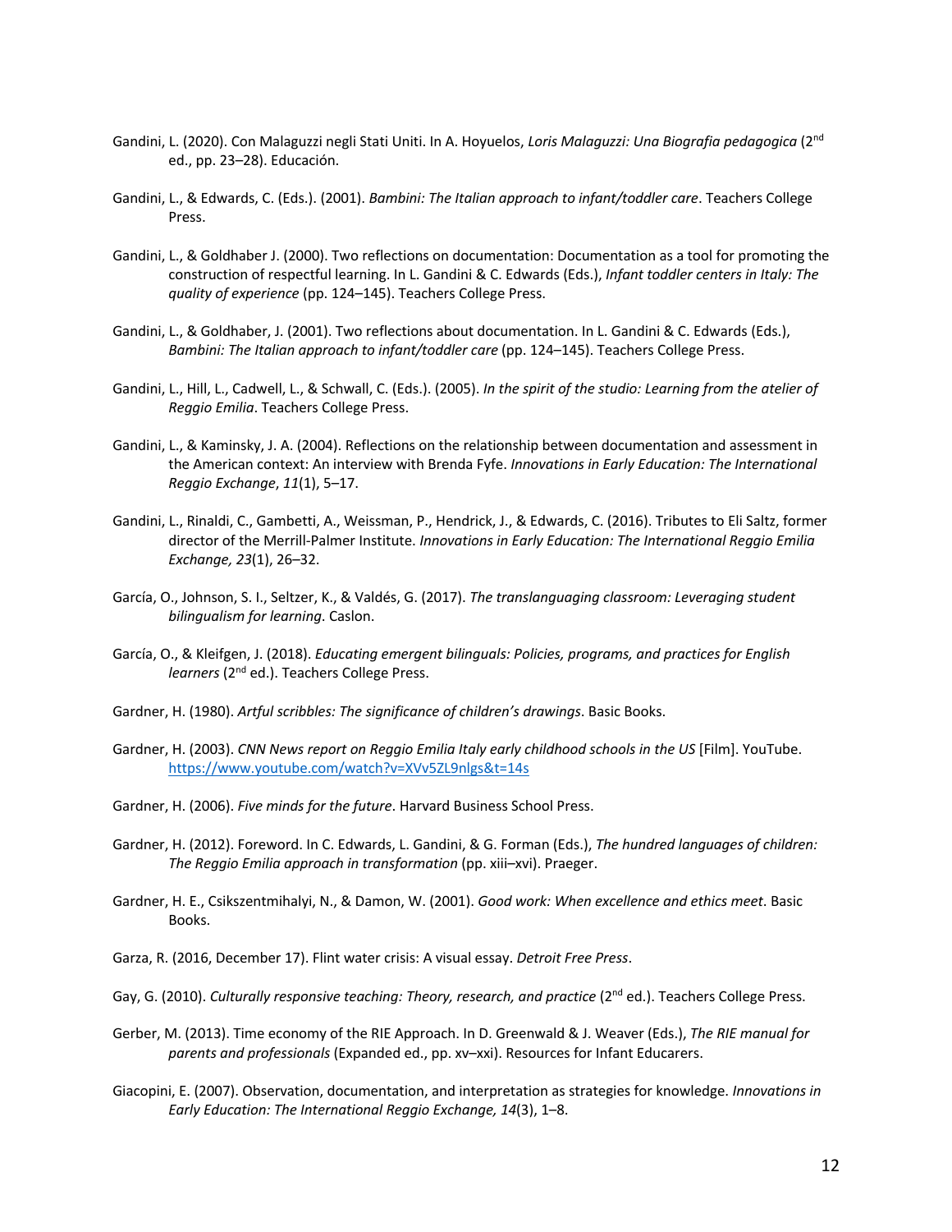Gandini, L. (2020). Con Malaguzzi negli Stati Uniti. In A. Hoyuelos, *Loris Malaguzzi: Una Biografia pedagogica* (2nd ed., pp. 23–28). Educación.

Gandini, L., & Edwards, C. (Eds.). (2001). *Bambini: The Italian approach to infant/toddler care*. Teachers College Press.

Gandini, L., & Goldhaber J. (2000). Two reflections on documentation: Documentation as a tool for promoting the construction of respectful learning. In L. Gandini & C. Edwards (Eds.), *Infant toddler centers in Italy: The quality of experience* (pp. 124–145). Teachers College Press.

Gandini, L., & Goldhaber, J. (2001). Two reflections about documentation. In L. Gandini & C. Edwards (Eds.), *Bambini: The Italian approach to infant/toddler care* (pp. 124–145). Teachers College Press.

Gandini, L., Hill, L., Cadwell, L., & Schwall, C. (Eds.). (2005). *In the spirit of the studio: Learning from the atelier of Reggio Emilia*. Teachers College Press.

Gandini, L., & Kaminsky, J. A. (2004). Reflections on the relationship between documentation and assessment in the American context: An interview with Brenda Fyfe. *Innovations in Early Education: The International Reggio Exchange*, *11*(1), 5–17.

Gandini, L., Rinaldi, C., Gambetti, A., Weissman, P., Hendrick, J., & Edwards, C. (2016). Tributes to Eli Saltz, former director of the Merrill-Palmer Institute. *Innovations in Early Education: The International Reggio Emilia Exchange, 23*(1), 26–32.

García, O., Johnson, S. I., Seltzer, K., & Valdés, G. (2017). *The translanguaging classroom: Leveraging student bilingualism for learning*. Caslon.

García, O., & Kleifgen, J. (2018). *Educating emergent bilinguals: Policies, programs, and practices for English learners* (2nd ed.). Teachers College Press.

Gardner, H. (1980). *Artful scribbles: The significance of children's drawings*. Basic Books.

Gardner, H. (2003). *CNN News report on Reggio Emilia Italy early childhood schools in the US* [Film]. YouTube. https://www.youtube.com/watch?v=XVv5ZL9nlgs&t=14s

Gardner, H. (2006). *Five minds for the future*. Harvard Business School Press.

Gardner, H. (2012). Foreword. In C. Edwards, L. Gandini, & G. Forman (Eds.), *The hundred languages of children: The Reggio Emilia approach in transformation* (pp. xiii–xvi). Praeger.

Gardner, H. E., Csikszentmihalyi, N., & Damon, W. (2001). *Good work: When excellence and ethics meet*. Basic Books.

Garza, R. (2016, December 17). Flint water crisis: A visual essay. *Detroit Free Press*.

Gay, G. (2010). *Culturally responsive teaching: Theory, research, and practice* (2nd ed.). Teachers College Press.

Gerber, M. (2013). Time economy of the RIE Approach. In D. Greenwald & J. Weaver (Eds.), *The RIE manual for parents and professionals* (Expanded ed., pp. xv–xxi). Resources for Infant Educarers.

Giacopini, E. (2007). Observation, documentation, and interpretation as strategies for knowledge. *Innovations in Early Education: The International Reggio Exchange, 14*(3), 1–8.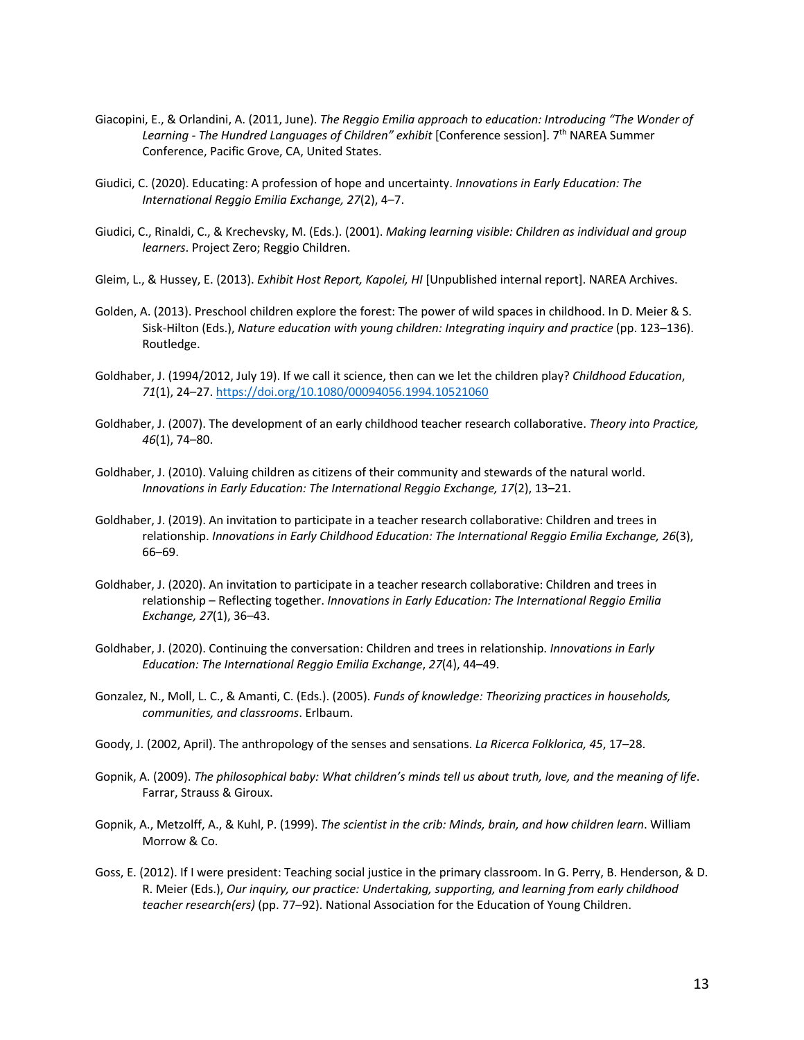Giacopini, E., & Orlandini, A. (2011, June). *The Reggio Emilia approach to education: Introducing "The Wonder of Learning - The Hundred Languages of Children" exhibit* [Conference session]. 7th NAREA Summer Conference, Pacific Grove, CA, United States.

Giudici, C. (2020). Educating: A profession of hope and uncertainty. *Innovations in Early Education: The International Reggio Emilia Exchange, 27*(2), 4–7.

Giudici, C., Rinaldi, C., & Krechevsky, M. (Eds.). (2001). *Making learning visible: Children as individual and group learners*. Project Zero; Reggio Children.

Gleim, L., & Hussey, E. (2013). *Exhibit Host Report, Kapolei, HI* [Unpublished internal report]. NAREA Archives.

Golden, A. (2013). Preschool children explore the forest: The power of wild spaces in childhood. In D. Meier & S. Sisk-Hilton (Eds.), *Nature education with young children: Integrating inquiry and practice* (pp. 123–136). Routledge.

Goldhaber, J. (1994/2012, July 19). If we call it science, then can we let the children play? *Childhood Education*, *71*(1), 24–27. https://doi.org/10.1080/00094056.1994.10521060

Goldhaber, J. (2007). The development of an early childhood teacher research collaborative. *Theory into Practice, 46*(1), 74–80.

Goldhaber, J. (2010). Valuing children as citizens of their community and stewards of the natural world. *Innovations in Early Education: The International Reggio Exchange, 17*(2), 13–21.

Goldhaber, J. (2019). An invitation to participate in a teacher research collaborative: Children and trees in relationship. *Innovations in Early Childhood Education: The International Reggio Emilia Exchange, 26*(3), 66–69.

Goldhaber, J. (2020). An invitation to participate in a teacher research collaborative: Children and trees in relationship – Reflecting together. *Innovations in Early Education: The International Reggio Emilia Exchange, 27*(1), 36–43.

Goldhaber, J. (2020). Continuing the conversation: Children and trees in relationship. *Innovations in Early Education: The International Reggio Emilia Exchange*, *27*(4), 44–49.

Gonzalez, N., Moll, L. C., & Amanti, C. (Eds.). (2005). *Funds of knowledge: Theorizing practices in households, communities, and classrooms*. Erlbaum.

Goody, J. (2002, April). The anthropology of the senses and sensations. *La Ricerca Folklorica, 45*, 17–28.

Gopnik, A. (2009). *The philosophical baby: What children's minds tell us about truth, love, and the meaning of life*. Farrar, Strauss & Giroux.

Gopnik, A., Metzolff, A., & Kuhl, P. (1999). *The scientist in the crib: Minds, brain, and how children learn*. William Morrow & Co.

Goss, E. (2012). If I were president: Teaching social justice in the primary classroom. In G. Perry, B. Henderson, & D. R. Meier (Eds.), *Our inquiry, our practice: Undertaking, supporting, and learning from early childhood teacher research(ers)* (pp. 77–92). National Association for the Education of Young Children.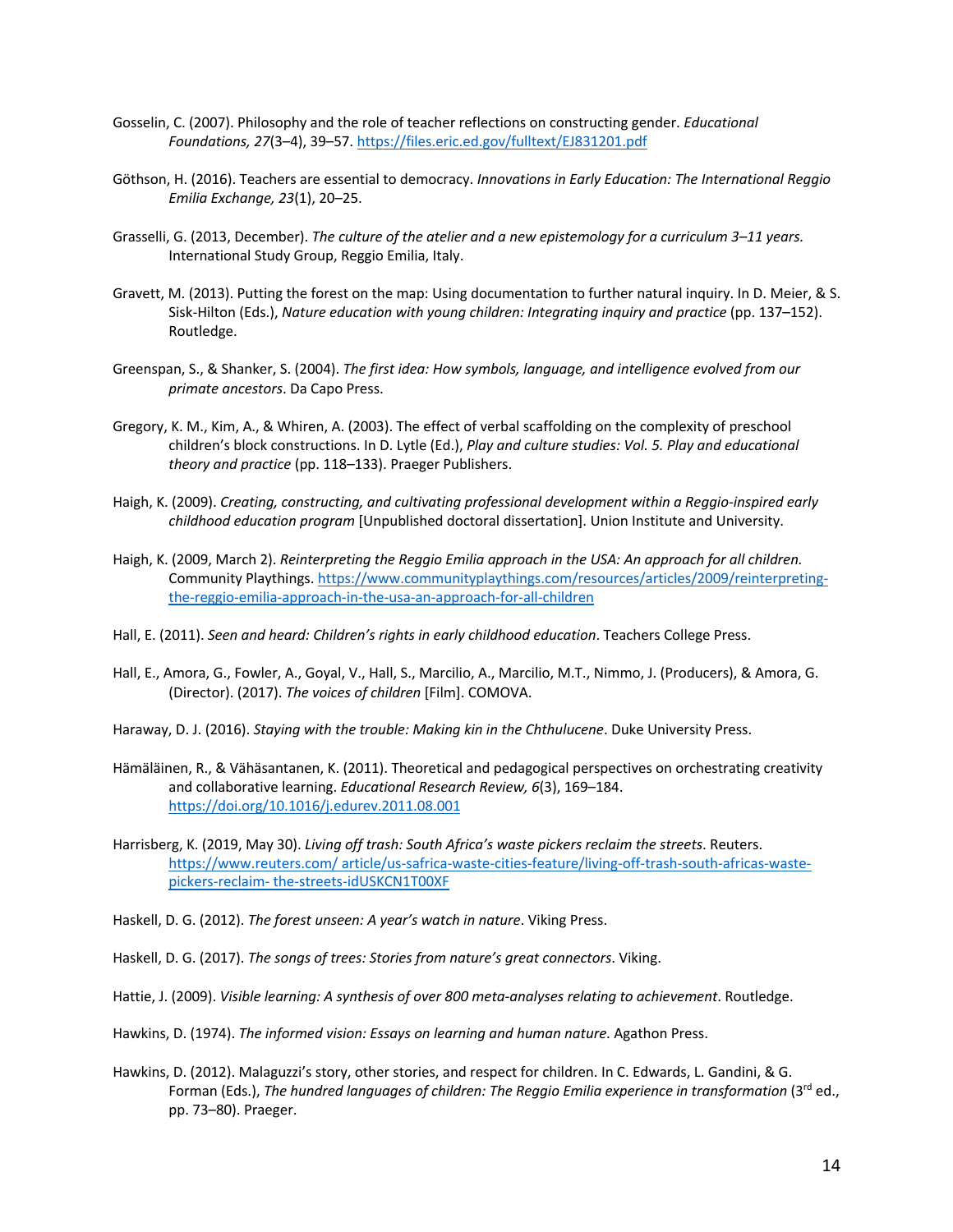Gosselin, C. (2007). Philosophy and the role of teacher reflections on constructing gender. *Educational Foundations, 27*(3–4), 39–57. https://files.eric.ed.gov/fulltext/EJ831201.pdf

Göthson, H. (2016). Teachers are essential to democracy. *Innovations in Early Education: The International Reggio Emilia Exchange, 23*(1), 20–25.

Grasselli, G. (2013, December). *The culture of the atelier and a new epistemology for a curriculum 3–11 years.* International Study Group, Reggio Emilia, Italy.

Gravett, M. (2013). Putting the forest on the map: Using documentation to further natural inquiry. In D. Meier, & S. Sisk-Hilton (Eds.), *Nature education with young children: Integrating inquiry and practice* (pp. 137–152). Routledge.

Greenspan, S., & Shanker, S. (2004). *The first idea: How symbols, language, and intelligence evolved from our primate ancestors*. Da Capo Press.

Gregory, K. M., Kim, A., & Whiren, A. (2003). The effect of verbal scaffolding on the complexity of preschool children's block constructions. In D. Lytle (Ed.), *Play and culture studies: Vol. 5. Play and educational theory and practice* (pp. 118–133). Praeger Publishers.

Haigh, K. (2009). *Creating, constructing, and cultivating professional development within a Reggio-inspired early childhood education program* [Unpublished doctoral dissertation]. Union Institute and University.

Haigh, K. (2009, March 2). *Reinterpreting the Reggio Emilia approach in the USA: An approach for all children.* Community Playthings. https://www.communityplaythings.com/resources/articles/2009/reinterpreting-the-reggio-emilia-approach-in-the-usa-an-approach-for-all-children

Hall, E. (2011). *Seen and heard: Children's rights in early childhood education*. Teachers College Press.

Hall, E., Amora, G., Fowler, A., Goyal, V., Hall, S., Marcilio, A., Marcilio, M.T., Nimmo, J. (Producers), & Amora, G. (Director). (2017). *The voices of children* [Film]. COMOVA.

Haraway, D. J. (2016). *Staying with the trouble: Making kin in the Chthulucene*. Duke University Press.

Hämäläinen, R., & Vähäsantanen, K. (2011). Theoretical and pedagogical perspectives on orchestrating creativity and collaborative learning. *Educational Research Review, 6*(3), 169–184. https://doi.org/10.1016/j.edurev.2011.08.001

Harrisberg, K. (2019, May 30). *Living off trash: South Africa's waste pickers reclaim the streets*. Reuters. https://www.reuters.com/ article/us-safrica-waste-cities-feature/living-off-trash-south-africas-waste-pickers-reclaim- the-streets-idUSKCN1T00XF

Haskell, D. G. (2012). *The forest unseen: A year's watch in nature*. Viking Press.

Haskell, D. G. (2017). *The songs of trees: Stories from nature's great connectors*. Viking.

Hattie, J. (2009). *Visible learning: A synthesis of over 800 meta-analyses relating to achievement*. Routledge.

Hawkins, D. (1974). *The informed vision: Essays on learning and human nature*. Agathon Press.

Hawkins, D. (2012). Malaguzzi's story, other stories, and respect for children. In C. Edwards, L. Gandini, & G. Forman (Eds.), *The hundred languages of children: The Reggio Emilia experience in transformation* (3rd ed., pp. 73–80). Praeger.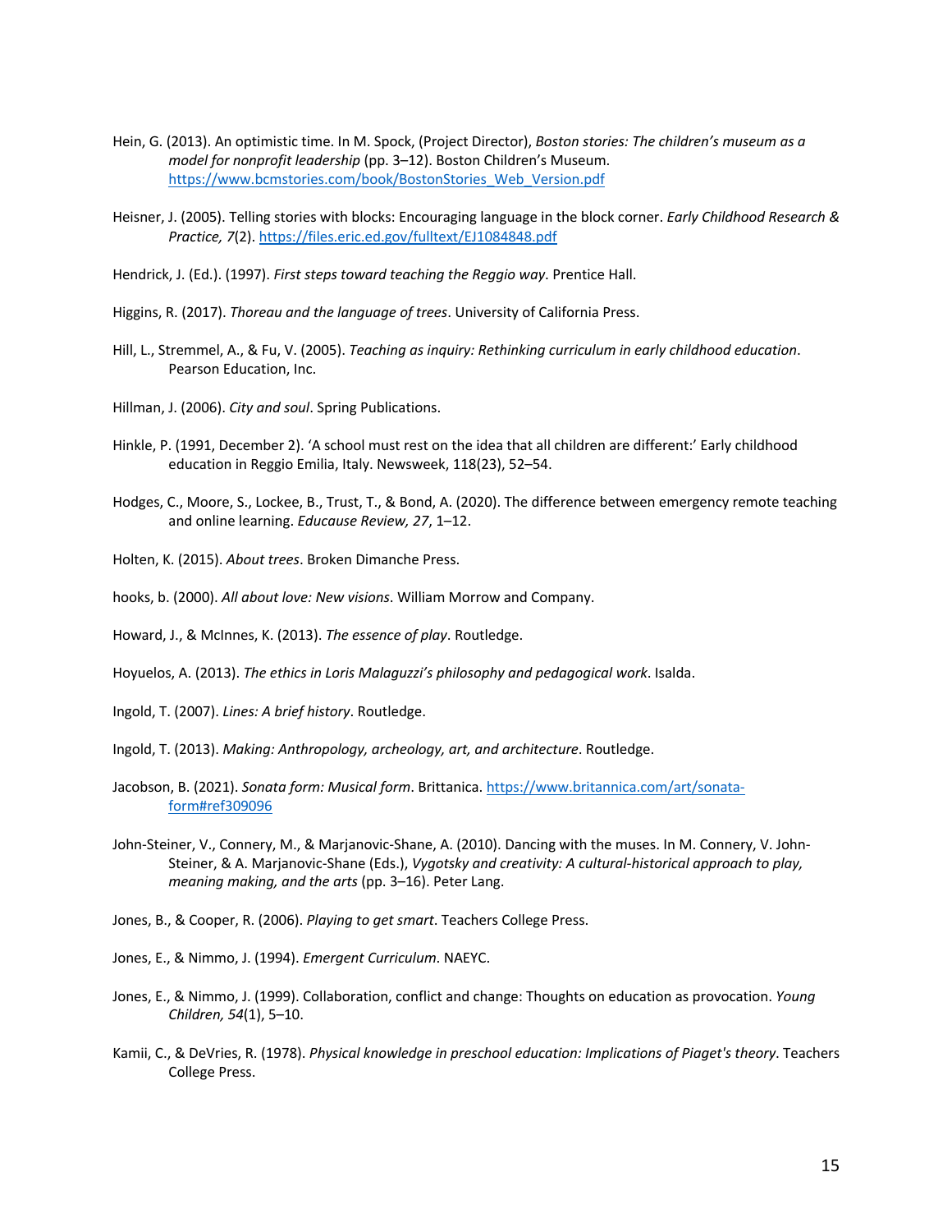Hein, G. (2013). An optimistic time. In M. Spock, (Project Director), *Boston stories: The children's museum as a model for nonprofit leadership* (pp. 3–12). Boston Children's Museum. https://www.bcmstories.com/book/BostonStories_Web_Version.pdf

Heisner, J. (2005). Telling stories with blocks: Encouraging language in the block corner. *Early Childhood Research & Practice, 7*(2). https://files.eric.ed.gov/fulltext/EJ1084848.pdf

Hendrick, J. (Ed.). (1997). *First steps toward teaching the Reggio way*. Prentice Hall.

Higgins, R. (2017). *Thoreau and the language of trees*. University of California Press.

Hill, L., Stremmel, A., & Fu, V. (2005). *Teaching as inquiry: Rethinking curriculum in early childhood education*. Pearson Education, Inc.

Hillman, J. (2006). *City and soul*. Spring Publications.

Hinkle, P. (1991, December 2). 'A school must rest on the idea that all children are different:' Early childhood education in Reggio Emilia, Italy. Newsweek, 118(23), 52–54.

Hodges, C., Moore, S., Lockee, B., Trust, T., & Bond, A. (2020). The difference between emergency remote teaching and online learning. *Educause Review, 27*, 1–12.

Holten, K. (2015). *About trees*. Broken Dimanche Press.

hooks, b. (2000). *All about love: New visions*. William Morrow and Company.

Howard, J., & McInnes, K. (2013). *The essence of play*. Routledge.

Hoyuelos, A. (2013). *The ethics in Loris Malaguzzi's philosophy and pedagogical work*. Isalda.

Ingold, T. (2007). *Lines: A brief history*. Routledge.

Ingold, T. (2013). *Making: Anthropology, archeology, art, and architecture*. Routledge.

Jacobson, B. (2021). *Sonata form: Musical form*. Brittanica. https://www.britannica.com/art/sonata-form#ref309096

John-Steiner, V., Connery, M., & Marjanovic-Shane, A. (2010). Dancing with the muses. In M. Connery, V. John-Steiner, & A. Marjanovic-Shane (Eds.), *Vygotsky and creativity: A cultural-historical approach to play, meaning making, and the arts* (pp. 3–16). Peter Lang.

Jones, B., & Cooper, R. (2006). *Playing to get smart*. Teachers College Press.

Jones, E., & Nimmo, J. (1994). *Emergent Curriculum*. NAEYC.

Jones, E., & Nimmo, J. (1999). Collaboration, conflict and change: Thoughts on education as provocation. *Young Children, 54*(1), 5–10.

Kamii, C., & DeVries, R. (1978). *Physical knowledge in preschool education: Implications of Piaget's theory*. Teachers College Press.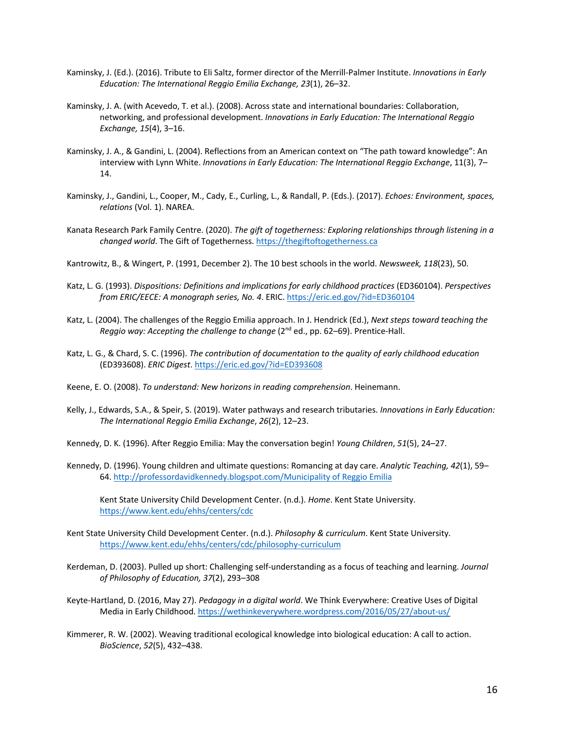Kaminsky, J. (Ed.). (2016). Tribute to Eli Saltz, former director of the Merrill-Palmer Institute. *Innovations in Early Education: The International Reggio Emilia Exchange, 23*(1), 26–32.

Kaminsky, J. A. (with Acevedo, T. et al.). (2008). Across state and international boundaries: Collaboration, networking, and professional development. *Innovations in Early Education: The International Reggio Exchange, 15*(4), 3–16.

Kaminsky, J. A., & Gandini, L. (2004). Reflections from an American context on "The path toward knowledge": An interview with Lynn White. *Innovations in Early Education: The International Reggio Exchange*, 11(3), 7–14.

Kaminsky, J., Gandini, L., Cooper, M., Cady, E., Curling, L., & Randall, P. (Eds.). (2017). *Echoes: Environment, spaces, relations* (Vol. 1). NAREA.

Kanata Research Park Family Centre. (2020). *The gift of togetherness: Exploring relationships through listening in a changed world*. The Gift of Togetherness. https://thegiftoftogetherness.ca

Kantrowitz, B., & Wingert, P. (1991, December 2). The 10 best schools in the world. *Newsweek, 118*(23), 50.

Katz, L. G. (1993). *Dispositions: Definitions and implications for early childhood practices* (ED360104). *Perspectives from ERIC/EECE: A monograph series, No. 4*. ERIC. https://eric.ed.gov/?id=ED360104

Katz, L. (2004). The challenges of the Reggio Emilia approach. In J. Hendrick (Ed.), *Next steps toward teaching the Reggio way: Accepting the challenge to change* (2nd ed., pp. 62–69). Prentice-Hall.

Katz, L. G., & Chard, S. C. (1996). *The contribution of documentation to the quality of early childhood education* (ED393608). *ERIC Digest*. https://eric.ed.gov/?id=ED393608

Keene, E. O. (2008). *To understand: New horizons in reading comprehension*. Heinemann.

Kelly, J., Edwards, S.A., & Speir, S. (2019). Water pathways and research tributaries. *Innovations in Early Education: The International Reggio Emilia Exchange*, *26*(2), 12–23.

Kennedy, D. K. (1996). After Reggio Emilia: May the conversation begin! *Young Children*, *51*(5), 24–27.

Kennedy, D. (1996). Young children and ultimate questions: Romancing at day care. *Analytic Teaching, 42*(1), 59–64. http://professordavidkennedy.blogspot.com/Municipality of Reggio Emilia

Kent State University Child Development Center. (n.d.). *Home*. Kent State University. https://www.kent.edu/ehhs/centers/cdc

Kent State University Child Development Center. (n.d.). *Philosophy & curriculum*. Kent State University. https://www.kent.edu/ehhs/centers/cdc/philosophy-curriculum

Kerdeman, D. (2003). Pulled up short: Challenging self-understanding as a focus of teaching and learning. *Journal of Philosophy of Education, 37*(2), 293–308

Keyte-Hartland, D. (2016, May 27). *Pedagogy in a digital world*. We Think Everywhere: Creative Uses of Digital Media in Early Childhood. https://wethinkeverywhere.wordpress.com/2016/05/27/about-us/

Kimmerer, R. W. (2002). Weaving traditional ecological knowledge into biological education: A call to action. *BioScience*, *52*(5), 432–438.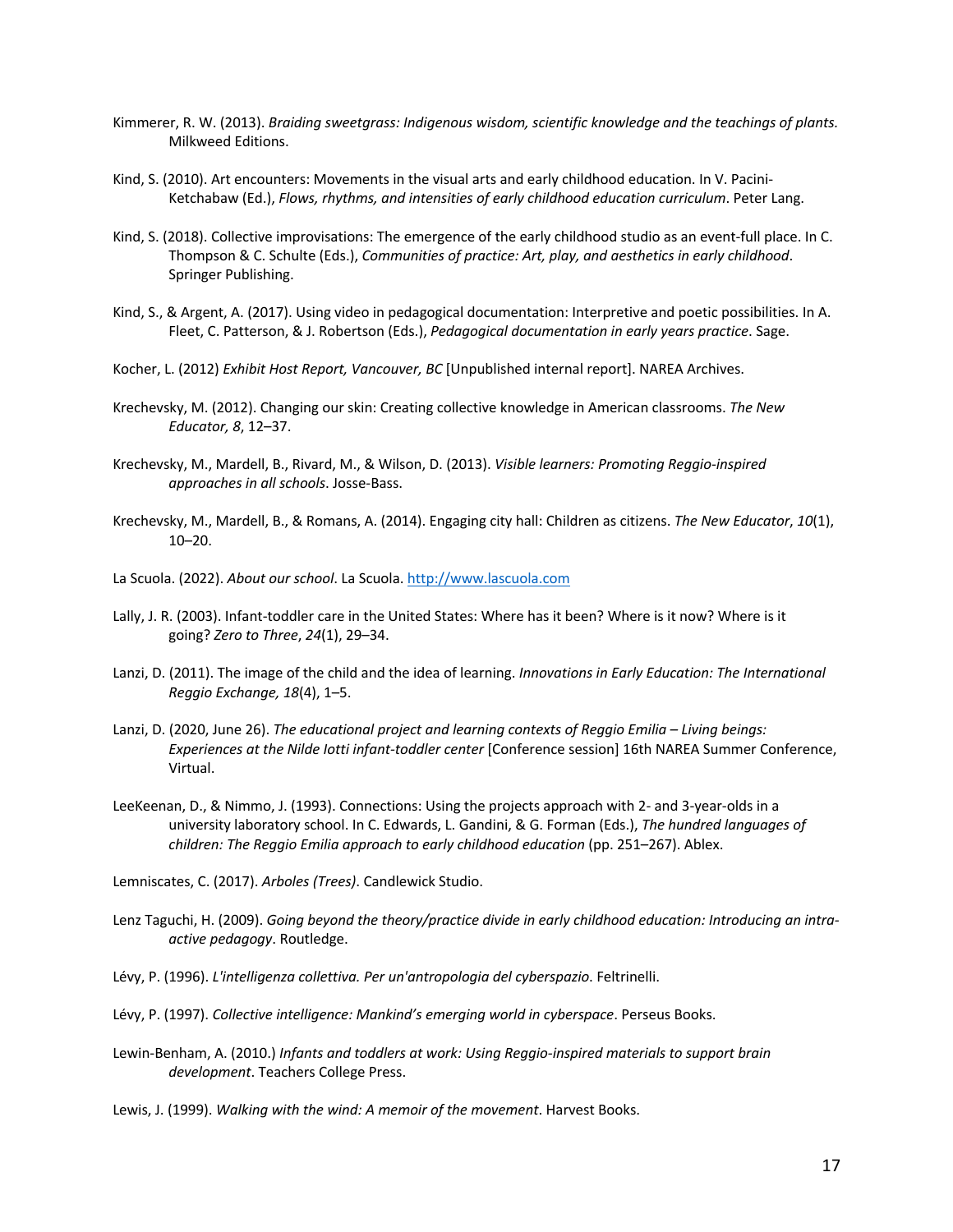Kimmerer, R. W. (2013). *Braiding sweetgrass: Indigenous wisdom, scientific knowledge and the teachings of plants.* Milkweed Editions.

Kind, S. (2010). Art encounters: Movements in the visual arts and early childhood education. In V. Pacini-Ketchabaw (Ed.), *Flows, rhythms, and intensities of early childhood education curriculum*. Peter Lang.

Kind, S. (2018). Collective improvisations: The emergence of the early childhood studio as an event-full place. In C. Thompson & C. Schulte (Eds.), *Communities of practice: Art, play, and aesthetics in early childhood*. Springer Publishing.

Kind, S., & Argent, A. (2017). Using video in pedagogical documentation: Interpretive and poetic possibilities. In A. Fleet, C. Patterson, & J. Robertson (Eds.), *Pedagogical documentation in early years practice*. Sage.

Kocher, L. (2012) *Exhibit Host Report, Vancouver, BC* [Unpublished internal report]. NAREA Archives.

Krechevsky, M. (2012). Changing our skin: Creating collective knowledge in American classrooms. *The New Educator, 8*, 12–37.

Krechevsky, M., Mardell, B., Rivard, M., & Wilson, D. (2013). *Visible learners: Promoting Reggio-inspired approaches in all schools*. Josse-Bass.

Krechevsky, M., Mardell, B., & Romans, A. (2014). Engaging city hall: Children as citizens. *The New Educator*, *10*(1), 10–20.

La Scuola. (2022). *About our school*. La Scuola. http://www.lascuola.com

Lally, J. R. (2003). Infant-toddler care in the United States: Where has it been? Where is it now? Where is it going? *Zero to Three*, *24*(1), 29–34.

Lanzi, D. (2011). The image of the child and the idea of learning. *Innovations in Early Education: The International Reggio Exchange, 18*(4), 1–5.

Lanzi, D. (2020, June 26). *The educational project and learning contexts of Reggio Emilia – Living beings: Experiences at the Nilde Iotti infant-toddler center* [Conference session] 16th NAREA Summer Conference, Virtual.

LeeKeenan, D., & Nimmo, J. (1993). Connections: Using the projects approach with 2- and 3-year-olds in a university laboratory school. In C. Edwards, L. Gandini, & G. Forman (Eds.), *The hundred languages of children: The Reggio Emilia approach to early childhood education* (pp. 251–267). Ablex.

Lemniscates, C. (2017). *Arboles (Trees)*. Candlewick Studio.

Lenz Taguchi, H. (2009). *Going beyond the theory/practice divide in early childhood education: Introducing an intra-active pedagogy*. Routledge.

Lévy, P. (1996). *L'intelligenza collettiva. Per un'antropologia del cyberspazio*. Feltrinelli.

Lévy, P. (1997). *Collective intelligence: Mankind's emerging world in cyberspace*. Perseus Books.

Lewin-Benham, A. (2010.) *Infants and toddlers at work: Using Reggio-inspired materials to support brain development*. Teachers College Press.

Lewis, J. (1999). *Walking with the wind: A memoir of the movement*. Harvest Books.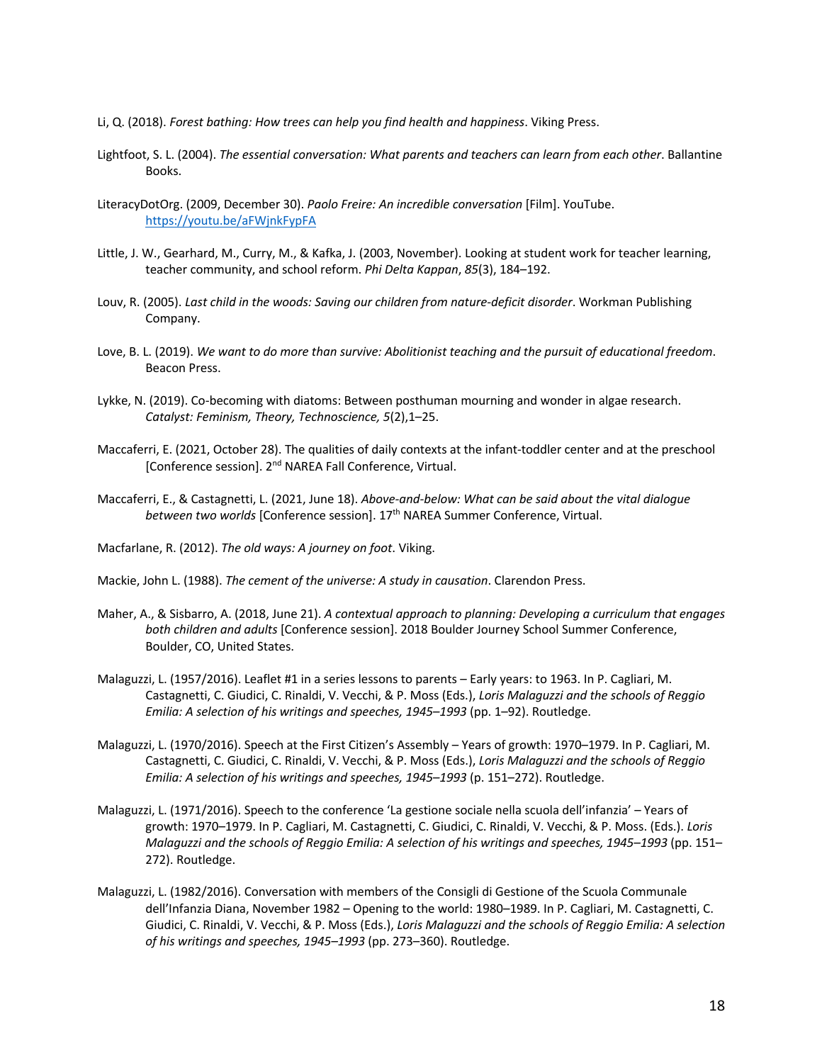Li, Q. (2018). *Forest bathing: How trees can help you find health and happiness*. Viking Press.

Lightfoot, S. L. (2004). *The essential conversation: What parents and teachers can learn from each other*. Ballantine Books.

LiteracyDotOrg. (2009, December 30). *Paolo Freire: An incredible conversation* [Film]. YouTube. https://youtu.be/aFWjnkFypFA

Little, J. W., Gearhard, M., Curry, M., & Kafka, J. (2003, November). Looking at student work for teacher learning, teacher community, and school reform. *Phi Delta Kappan*, *85*(3), 184–192.

Louv, R. (2005). *Last child in the woods: Saving our children from nature-deficit disorder*. Workman Publishing Company.

Love, B. L. (2019). *We want to do more than survive: Abolitionist teaching and the pursuit of educational freedom*. Beacon Press.

Lykke, N. (2019). Co-becoming with diatoms: Between posthuman mourning and wonder in algae research. *Catalyst: Feminism, Theory, Technoscience, 5*(2),1–25.

Maccaferri, E. (2021, October 28). The qualities of daily contexts at the infant-toddler center and at the preschool [Conference session]. 2nd NAREA Fall Conference, Virtual.

Maccaferri, E., & Castagnetti, L. (2021, June 18). *Above-and-below: What can be said about the vital dialogue between two worlds* [Conference session]. 17th NAREA Summer Conference, Virtual.

Macfarlane, R. (2012). *The old ways: A journey on foot*. Viking.

Mackie, John L. (1988). *The cement of the universe: A study in causation*. Clarendon Press.

Maher, A., & Sisbarro, A. (2018, June 21). *A contextual approach to planning: Developing a curriculum that engages both children and adults* [Conference session]. 2018 Boulder Journey School Summer Conference, Boulder, CO, United States.

Malaguzzi, L. (1957/2016). Leaflet #1 in a series lessons to parents – Early years: to 1963. In P. Cagliari, M. Castagnetti, C. Giudici, C. Rinaldi, V. Vecchi, & P. Moss (Eds.), *Loris Malaguzzi and the schools of Reggio Emilia: A selection of his writings and speeches, 1945–1993* (pp. 1–92). Routledge.

Malaguzzi, L. (1970/2016). Speech at the First Citizen's Assembly – Years of growth: 1970–1979. In P. Cagliari, M. Castagnetti, C. Giudici, C. Rinaldi, V. Vecchi, & P. Moss (Eds.), *Loris Malaguzzi and the schools of Reggio Emilia: A selection of his writings and speeches, 1945–1993* (p. 151–272). Routledge.

Malaguzzi, L. (1971/2016). Speech to the conference 'La gestione sociale nella scuola dell'infanzia' – Years of growth: 1970–1979. In P. Cagliari, M. Castagnetti, C. Giudici, C. Rinaldi, V. Vecchi, & P. Moss. (Eds.). *Loris Malaguzzi and the schools of Reggio Emilia: A selection of his writings and speeches, 1945–1993* (pp. 151–272). Routledge.

Malaguzzi, L. (1982/2016). Conversation with members of the Consigli di Gestione of the Scuola Communale dell'Infanzia Diana, November 1982 – Opening to the world: 1980–1989. In P. Cagliari, M. Castagnetti, C. Giudici, C. Rinaldi, V. Vecchi, & P. Moss (Eds.), *Loris Malaguzzi and the schools of Reggio Emilia: A selection of his writings and speeches, 1945–1993* (pp. 273–360). Routledge.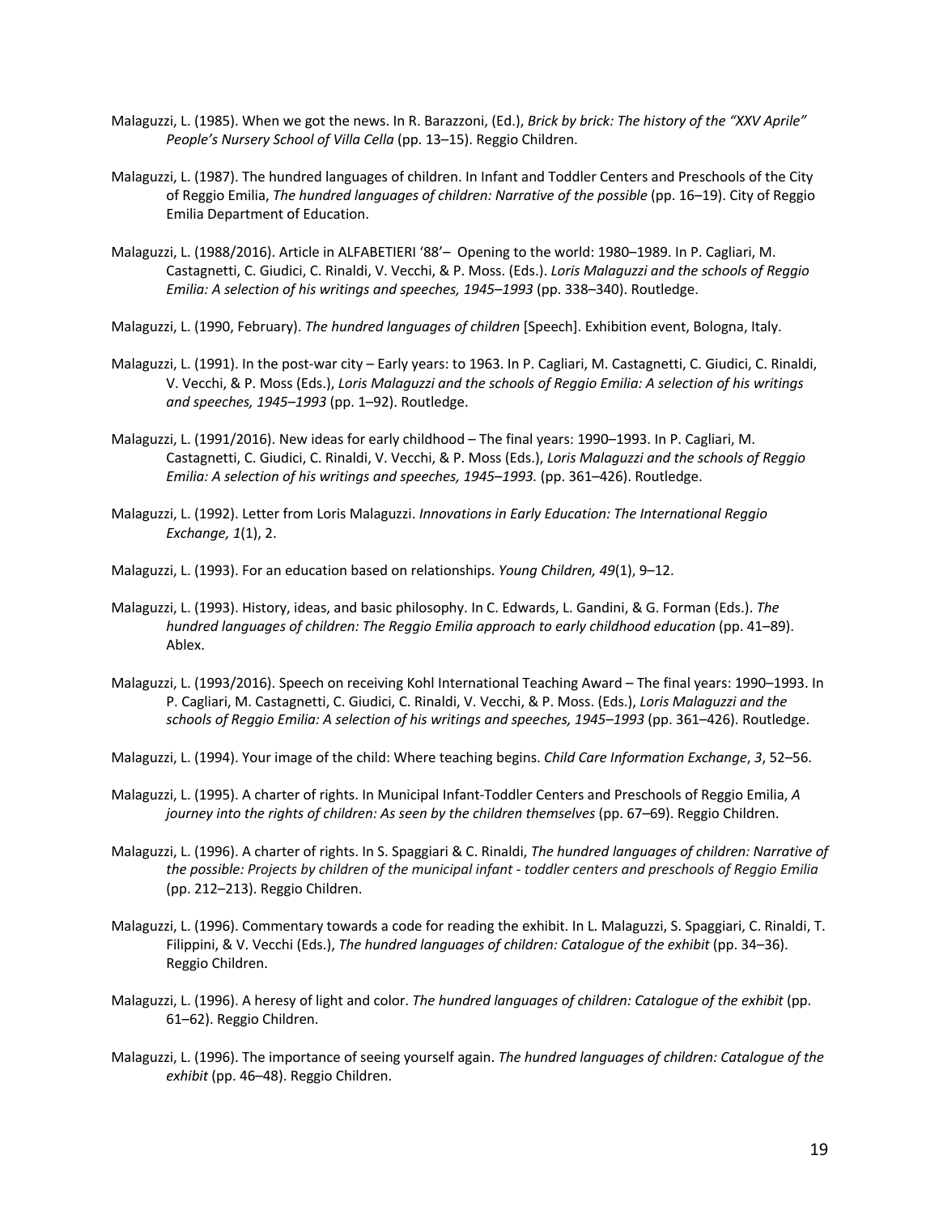Malaguzzi, L. (1985). When we got the news. In R. Barazzoni, (Ed.), *Brick by brick: The history of the "XXV Aprile" People's Nursery School of Villa Cella* (pp. 13–15). Reggio Children.

Malaguzzi, L. (1987). The hundred languages of children. In Infant and Toddler Centers and Preschools of the City of Reggio Emilia, *The hundred languages of children: Narrative of the possible* (pp. 16–19). City of Reggio Emilia Department of Education.

Malaguzzi, L. (1988/2016). Article in ALFABETIERI '88'– Opening to the world: 1980–1989. In P. Cagliari, M. Castagnetti, C. Giudici, C. Rinaldi, V. Vecchi, & P. Moss. (Eds.). *Loris Malaguzzi and the schools of Reggio Emilia: A selection of his writings and speeches, 1945–1993* (pp. 338–340). Routledge.

Malaguzzi, L. (1990, February). *The hundred languages of children* [Speech]. Exhibition event, Bologna, Italy.

Malaguzzi, L. (1991). In the post-war city – Early years: to 1963. In P. Cagliari, M. Castagnetti, C. Giudici, C. Rinaldi, V. Vecchi, & P. Moss (Eds.), *Loris Malaguzzi and the schools of Reggio Emilia: A selection of his writings and speeches, 1945–1993* (pp. 1–92). Routledge.

Malaguzzi, L. (1991/2016). New ideas for early childhood – The final years: 1990–1993. In P. Cagliari, M. Castagnetti, C. Giudici, C. Rinaldi, V. Vecchi, & P. Moss (Eds.), *Loris Malaguzzi and the schools of Reggio Emilia: A selection of his writings and speeches, 1945–1993.* (pp. 361–426). Routledge.

Malaguzzi, L. (1992). Letter from Loris Malaguzzi. *Innovations in Early Education: The International Reggio Exchange, 1*(1), 2.

Malaguzzi, L. (1993). For an education based on relationships. *Young Children, 49*(1), 9–12.

Malaguzzi, L. (1993). History, ideas, and basic philosophy. In C. Edwards, L. Gandini, & G. Forman (Eds.). *The hundred languages of children: The Reggio Emilia approach to early childhood education* (pp. 41–89). Ablex.

Malaguzzi, L. (1993/2016). Speech on receiving Kohl International Teaching Award – The final years: 1990–1993. In P. Cagliari, M. Castagnetti, C. Giudici, C. Rinaldi, V. Vecchi, & P. Moss. (Eds.), *Loris Malaguzzi and the schools of Reggio Emilia: A selection of his writings and speeches, 1945–1993* (pp. 361–426). Routledge.

Malaguzzi, L. (1994). Your image of the child: Where teaching begins. *Child Care Information Exchange*, *3*, 52–56.

Malaguzzi, L. (1995). A charter of rights. In Municipal Infant-Toddler Centers and Preschools of Reggio Emilia, *A journey into the rights of children: As seen by the children themselves* (pp. 67–69). Reggio Children.

Malaguzzi, L. (1996). A charter of rights. In S. Spaggiari & C. Rinaldi, *The hundred languages of children: Narrative of the possible: Projects by children of the municipal infant - toddler centers and preschools of Reggio Emilia* (pp. 212–213). Reggio Children.

Malaguzzi, L. (1996). Commentary towards a code for reading the exhibit. In L. Malaguzzi, S. Spaggiari, C. Rinaldi, T. Filippini, & V. Vecchi (Eds.), *The hundred languages of children: Catalogue of the exhibit* (pp. 34–36). Reggio Children.

Malaguzzi, L. (1996). A heresy of light and color. *The hundred languages of children: Catalogue of the exhibit* (pp. 61–62). Reggio Children.

Malaguzzi, L. (1996). The importance of seeing yourself again. *The hundred languages of children: Catalogue of the exhibit* (pp. 46–48). Reggio Children.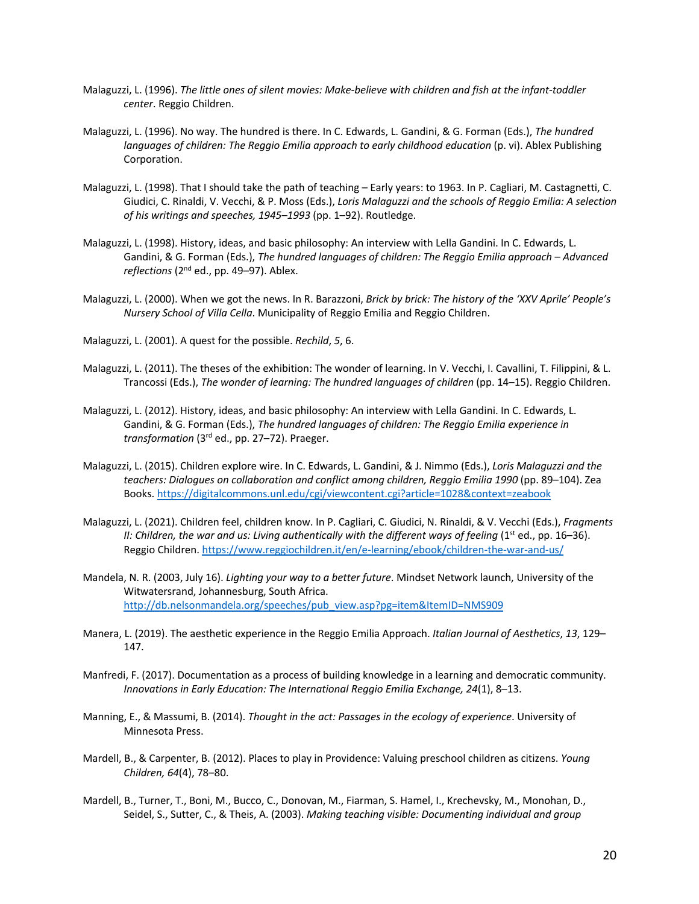Malaguzzi, L. (1996). *The little ones of silent movies: Make-believe with children and fish at the infant-toddler center*. Reggio Children.

Malaguzzi, L. (1996). No way. The hundred is there. In C. Edwards, L. Gandini, & G. Forman (Eds.), *The hundred languages of children: The Reggio Emilia approach to early childhood education* (p. vi). Ablex Publishing Corporation.

Malaguzzi, L. (1998). That I should take the path of teaching – Early years: to 1963. In P. Cagliari, M. Castagnetti, C. Giudici, C. Rinaldi, V. Vecchi, & P. Moss (Eds.), *Loris Malaguzzi and the schools of Reggio Emilia: A selection of his writings and speeches, 1945–1993* (pp. 1–92). Routledge.

Malaguzzi, L. (1998). History, ideas, and basic philosophy: An interview with Lella Gandini. In C. Edwards, L. Gandini, & G. Forman (Eds.), *The hundred languages of children: The Reggio Emilia approach – Advanced reflections* (2nd ed., pp. 49–97). Ablex.

Malaguzzi, L. (2000). When we got the news. In R. Barazzoni, *Brick by brick: The history of the 'XXV Aprile' People's Nursery School of Villa Cella*. Municipality of Reggio Emilia and Reggio Children.

Malaguzzi, L. (2001). A quest for the possible. *Rechild*, *5*, 6.

Malaguzzi, L. (2011). The theses of the exhibition: The wonder of learning. In V. Vecchi, I. Cavallini, T. Filippini, & L. Trancossi (Eds.), *The wonder of learning: The hundred languages of children* (pp. 14–15). Reggio Children.

Malaguzzi, L. (2012). History, ideas, and basic philosophy: An interview with Lella Gandini. In C. Edwards, L. Gandini, & G. Forman (Eds.), *The hundred languages of children: The Reggio Emilia experience in transformation* (3rd ed., pp. 27–72). Praeger.

Malaguzzi, L. (2015). Children explore wire. In C. Edwards, L. Gandini, & J. Nimmo (Eds.), *Loris Malaguzzi and the teachers: Dialogues on collaboration and conflict among children, Reggio Emilia 1990* (pp. 89–104). Zea Books. https://digitalcommons.unl.edu/cgi/viewcontent.cgi?article=1028&context=zeabook

Malaguzzi, L. (2021). Children feel, children know. In P. Cagliari, C. Giudici, N. Rinaldi, & V. Vecchi (Eds.), *Fragments II: Children, the war and us: Living authentically with the different ways of feeling* (1st ed., pp. 16–36). Reggio Children. https://www.reggiochildren.it/en/e-learning/ebook/children-the-war-and-us/

Mandela, N. R. (2003, July 16). *Lighting your way to a better future*. Mindset Network launch, University of the Witwatersrand, Johannesburg, South Africa. http://db.nelsonmandela.org/speeches/pub_view.asp?pg=item&ItemID=NMS909

Manera, L. (2019). The aesthetic experience in the Reggio Emilia Approach. *Italian Journal of Aesthetics*, *13*, 129–147.

Manfredi, F. (2017). Documentation as a process of building knowledge in a learning and democratic community. *Innovations in Early Education: The International Reggio Emilia Exchange, 24*(1), 8–13.

Manning, E., & Massumi, B. (2014). *Thought in the act: Passages in the ecology of experience*. University of Minnesota Press.

Mardell, B., & Carpenter, B. (2012). Places to play in Providence: Valuing preschool children as citizens. *Young Children, 64*(4), 78–80.

Mardell, B., Turner, T., Boni, M., Bucco, C., Donovan, M., Fiarman, S. Hamel, I., Krechevsky, M., Monohan, D., Seidel, S., Sutter, C., & Theis, A. (2003). *Making teaching visible: Documenting individual and group*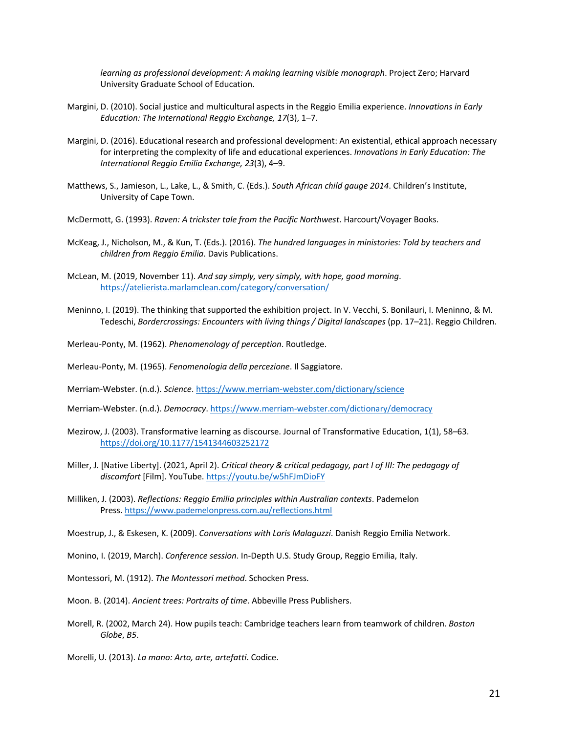*learning as professional development: A making learning visible monograph*. Project Zero; Harvard University Graduate School of Education.

Margini, D. (2010). Social justice and multicultural aspects in the Reggio Emilia experience. *Innovations in Early Education: The International Reggio Exchange, 17*(3), 1–7.

Margini, D. (2016). Educational research and professional development: An existential, ethical approach necessary for interpreting the complexity of life and educational experiences. *Innovations in Early Education: The International Reggio Emilia Exchange, 23*(3), 4–9.

Matthews, S., Jamieson, L., Lake, L., & Smith, C. (Eds.). *South African child gauge 2014*. Children's Institute, University of Cape Town.

McDermott, G. (1993). *Raven: A trickster tale from the Pacific Northwest*. Harcourt/Voyager Books.

McKeag, J., Nicholson, M., & Kun, T. (Eds.). (2016). *The hundred languages in ministories: Told by teachers and children from Reggio Emilia*. Davis Publications.

McLean, M. (2019, November 11). *And say simply, very simply, with hope, good morning*. https://atelierista.marlamclean.com/category/conversation/

Meninno, I. (2019). The thinking that supported the exhibition project. In V. Vecchi, S. Bonilauri, I. Meninno, & M. Tedeschi, *Bordercrossings: Encounters with living things / Digital landscapes* (pp. 17–21). Reggio Children.

Merleau-Ponty, M. (1962). *Phenomenology of perception*. Routledge.

Merleau-Ponty, M. (1965). *Fenomenologia della percezione*. Il Saggiatore.

Merriam-Webster. (n.d.). *Science*. https://www.merriam-webster.com/dictionary/science

Merriam-Webster. (n.d.). *Democracy*. https://www.merriam-webster.com/dictionary/democracy

Mezirow, J. (2003). Transformative learning as discourse. Journal of Transformative Education, 1(1), 58–63. https://doi.org/10.1177/1541344603252172

Miller, J. [Native Liberty]. (2021, April 2). *Critical theory & critical pedagogy, part I of III: The pedagogy of discomfort* [Film]. YouTube. https://youtu.be/w5hFJmDioFY

Milliken, J. (2003). *Reflections: Reggio Emilia principles within Australian contexts*. Pademelon Press. https://www.pademelonpress.com.au/reflections.html

Moestrup, J., & Eskesen, K. (2009). *Conversations with Loris Malaguzzi*. Danish Reggio Emilia Network.

Monino, I. (2019, March). *Conference session*. In-Depth U.S. Study Group, Reggio Emilia, Italy.

Montessori, M. (1912). *The Montessori method*. Schocken Press.

Moon. B. (2014). *Ancient trees: Portraits of time*. Abbeville Press Publishers.

Morell, R. (2002, March 24). How pupils teach: Cambridge teachers learn from teamwork of children. *Boston Globe*, *B5*.

Morelli, U. (2013). *La mano: Arto, arte, artefatti*. Codice.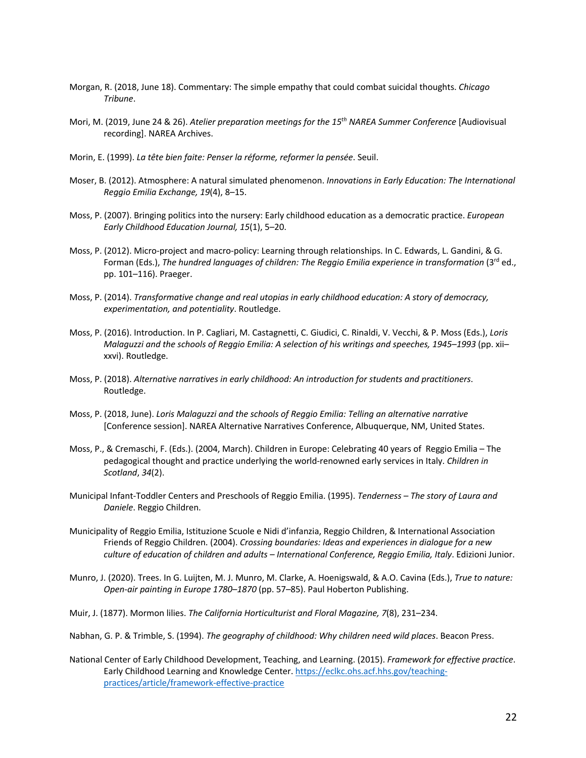Morgan, R. (2018, June 18). Commentary: The simple empathy that could combat suicidal thoughts. *Chicago Tribune*.

Mori, M. (2019, June 24 & 26). *Atelier preparation meetings for the 15th NAREA Summer Conference* [Audiovisual recording]. NAREA Archives.

Morin, E. (1999). *La tête bien faite: Penser la réforme, reformer la pensée*. Seuil.

Moser, B. (2012). Atmosphere: A natural simulated phenomenon. *Innovations in Early Education: The International Reggio Emilia Exchange, 19*(4), 8–15.

Moss, P. (2007). Bringing politics into the nursery: Early childhood education as a democratic practice. *European Early Childhood Education Journal, 15*(1), 5–20.

Moss, P. (2012). Micro-project and macro-policy: Learning through relationships. In C. Edwards, L. Gandini, & G. Forman (Eds.), *The hundred languages of children: The Reggio Emilia experience in transformation* (3rd ed., pp. 101–116). Praeger.

Moss, P. (2014). *Transformative change and real utopias in early childhood education: A story of democracy, experimentation, and potentiality*. Routledge.

Moss, P. (2016). Introduction. In P. Cagliari, M. Castagnetti, C. Giudici, C. Rinaldi, V. Vecchi, & P. Moss (Eds.), *Loris Malaguzzi and the schools of Reggio Emilia: A selection of his writings and speeches, 1945–1993* (pp. xii–xxvi). Routledge.

Moss, P. (2018). *Alternative narratives in early childhood: An introduction for students and practitioners*. Routledge.

Moss, P. (2018, June). *Loris Malaguzzi and the schools of Reggio Emilia: Telling an alternative narrative* [Conference session]. NAREA Alternative Narratives Conference, Albuquerque, NM, United States.

Moss, P., & Cremaschi, F. (Eds.). (2004, March). Children in Europe: Celebrating 40 years of Reggio Emilia – The pedagogical thought and practice underlying the world-renowned early services in Italy. *Children in Scotland*, *34*(2).

Municipal Infant-Toddler Centers and Preschools of Reggio Emilia. (1995). *Tenderness – The story of Laura and Daniele*. Reggio Children.

Municipality of Reggio Emilia, Istituzione Scuole e Nidi d'infanzia, Reggio Children, & International Association Friends of Reggio Children. (2004). *Crossing boundaries: Ideas and experiences in dialogue for a new culture of education of children and adults – International Conference, Reggio Emilia, Italy*. Edizioni Junior.

Munro, J. (2020). Trees. In G. Luijten, M. J. Munro, M. Clarke, A. Hoenigswald, & A.O. Cavina (Eds.), *True to nature: Open-air painting in Europe 1780–1870* (pp. 57–85). Paul Hoberton Publishing.

Muir, J. (1877). Mormon lilies. *The California Horticulturist and Floral Magazine, 7*(8), 231–234.

Nabhan, G. P. & Trimble, S. (1994). *The geography of childhood: Why children need wild places*. Beacon Press.

National Center of Early Childhood Development, Teaching, and Learning. (2015). *Framework for effective practice*. Early Childhood Learning and Knowledge Center. https://eclkc.ohs.acf.hhs.gov/teaching-practices/article/framework-effective-practice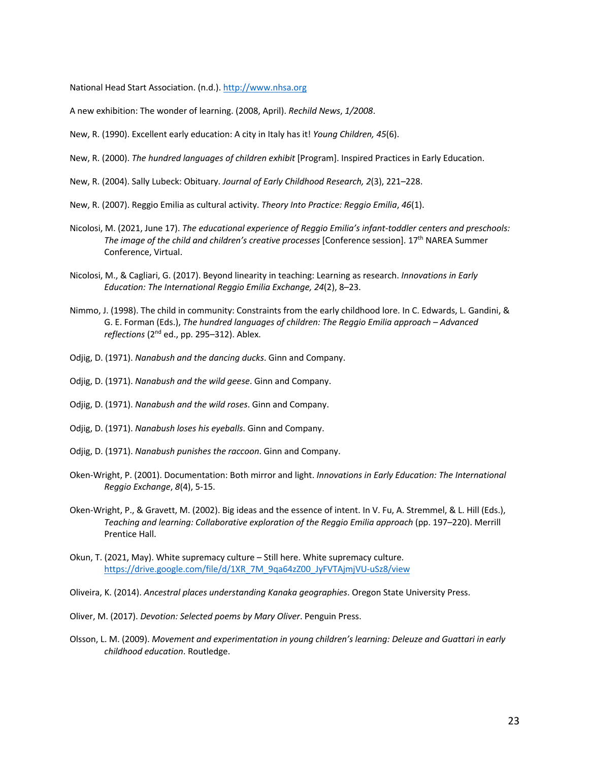National Head Start Association. (n.d.). http://www.nhsa.org

A new exhibition: The wonder of learning. (2008, April). *Rechild News*, *1/2008*.

New, R. (1990). Excellent early education: A city in Italy has it! *Young Children, 45*(6).

New, R. (2000). *The hundred languages of children exhibit* [Program]. Inspired Practices in Early Education.

New, R. (2004). Sally Lubeck: Obituary. *Journal of Early Childhood Research, 2*(3), 221–228.

New, R. (2007). Reggio Emilia as cultural activity. *Theory Into Practice: Reggio Emilia*, *46*(1).

Nicolosi, M. (2021, June 17). *The educational experience of Reggio Emilia's infant-toddler centers and preschools: The image of the child and children's creative processes* [Conference session]. 17th NAREA Summer Conference, Virtual.

Nicolosi, M., & Cagliari, G. (2017). Beyond linearity in teaching: Learning as research. *Innovations in Early Education: The International Reggio Emilia Exchange, 24*(2), 8–23.

Nimmo, J. (1998). The child in community: Constraints from the early childhood lore. In C. Edwards, L. Gandini, & G. E. Forman (Eds.), *The hundred languages of children: The Reggio Emilia approach – Advanced reflections* (2nd ed., pp. 295–312). Ablex.

Odjig, D. (1971). *Nanabush and the dancing ducks*. Ginn and Company.

Odjig, D. (1971). *Nanabush and the wild geese*. Ginn and Company.

Odjig, D. (1971). *Nanabush and the wild roses*. Ginn and Company.

Odjig, D. (1971). *Nanabush loses his eyeballs*. Ginn and Company.

Odjig, D. (1971). *Nanabush punishes the raccoon*. Ginn and Company.

Oken-Wright, P. (2001). Documentation: Both mirror and light. *Innovations in Early Education: The International Reggio Exchange*, *8*(4), 5-15.

Oken-Wright, P., & Gravett, M. (2002). Big ideas and the essence of intent. In V. Fu, A. Stremmel, & L. Hill (Eds.), *Teaching and learning: Collaborative exploration of the Reggio Emilia approach* (pp. 197–220). Merrill Prentice Hall.

Okun, T. (2021, May). White supremacy culture – Still here. White supremacy culture. https://drive.google.com/file/d/1XR_7M_9qa64zZ00_JyFVTAjmjVU-uSz8/view

Oliveira, K. (2014). *Ancestral places understanding Kanaka geographies*. Oregon State University Press.

Oliver, M. (2017). *Devotion: Selected poems by Mary Oliver*. Penguin Press.

Olsson, L. M. (2009). *Movement and experimentation in young children's learning: Deleuze and Guattari in early childhood education*. Routledge.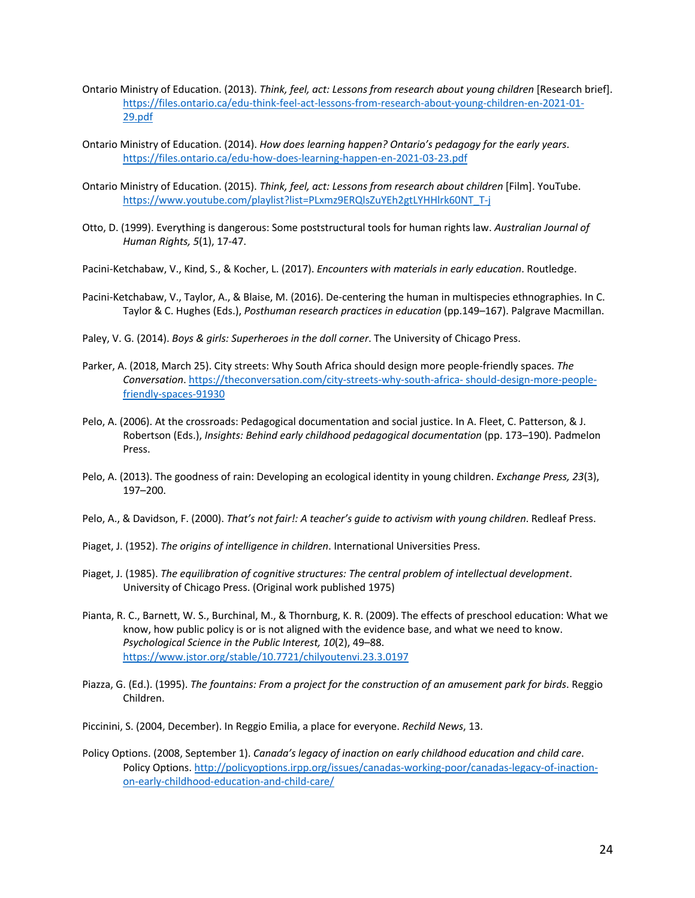Ontario Ministry of Education. (2013). *Think, feel, act: Lessons from research about young children* [Research brief]. https://files.ontario.ca/edu-think-feel-act-lessons-from-research-about-young-children-en-2021-01-29.pdf

Ontario Ministry of Education. (2014). *How does learning happen? Ontario's pedagogy for the early years*. https://files.ontario.ca/edu-how-does-learning-happen-en-2021-03-23.pdf

Ontario Ministry of Education. (2015). *Think, feel, act: Lessons from research about children* [Film]. YouTube. https://www.youtube.com/playlist?list=PLxmz9ERQlsZuYEh2gtLYHHlrk60NT_T-j

Otto, D. (1999). Everything is dangerous: Some poststructural tools for human rights law. *Australian Journal of Human Rights, 5*(1), 17-47.

Pacini-Ketchabaw, V., Kind, S., & Kocher, L. (2017). *Encounters with materials in early education*. Routledge.

Pacini-Ketchabaw, V., Taylor, A., & Blaise, M. (2016). De-centering the human in multispecies ethnographies. In C. Taylor & C. Hughes (Eds.), *Posthuman research practices in education* (pp.149–167). Palgrave Macmillan.

Paley, V. G. (2014). *Boys & girls: Superheroes in the doll corner*. The University of Chicago Press.

Parker, A. (2018, March 25). City streets: Why South Africa should design more people-friendly spaces. *The Conversation*. https://theconversation.com/city-streets-why-south-africa- should-design-more-people-friendly-spaces-91930

Pelo, A. (2006). At the crossroads: Pedagogical documentation and social justice. In A. Fleet, C. Patterson, & J. Robertson (Eds.), *Insights: Behind early childhood pedagogical documentation* (pp. 173–190). Padmelon Press.

Pelo, A. (2013). The goodness of rain: Developing an ecological identity in young children. *Exchange Press, 23*(3), 197–200.

Pelo, A., & Davidson, F. (2000). *That's not fair!: A teacher's guide to activism with young children*. Redleaf Press.

Piaget, J. (1952). *The origins of intelligence in children*. International Universities Press.

Piaget, J. (1985). *The equilibration of cognitive structures: The central problem of intellectual development*. University of Chicago Press. (Original work published 1975)

Pianta, R. C., Barnett, W. S., Burchinal, M., & Thornburg, K. R. (2009). The effects of preschool education: What we know, how public policy is or is not aligned with the evidence base, and what we need to know. *Psychological Science in the Public Interest, 10*(2), 49–88. https://www.jstor.org/stable/10.7721/chilyoutenvi.23.3.0197

Piazza, G. (Ed.). (1995). *The fountains: From a project for the construction of an amusement park for birds*. Reggio Children.

Piccinini, S. (2004, December). In Reggio Emilia, a place for everyone. *Rechild News*, 13.

Policy Options. (2008, September 1). *Canada's legacy of inaction on early childhood education and child care*. Policy Options. http://policyoptions.irpp.org/issues/canadas-working-poor/canadas-legacy-of-inaction-on-early-childhood-education-and-child-care/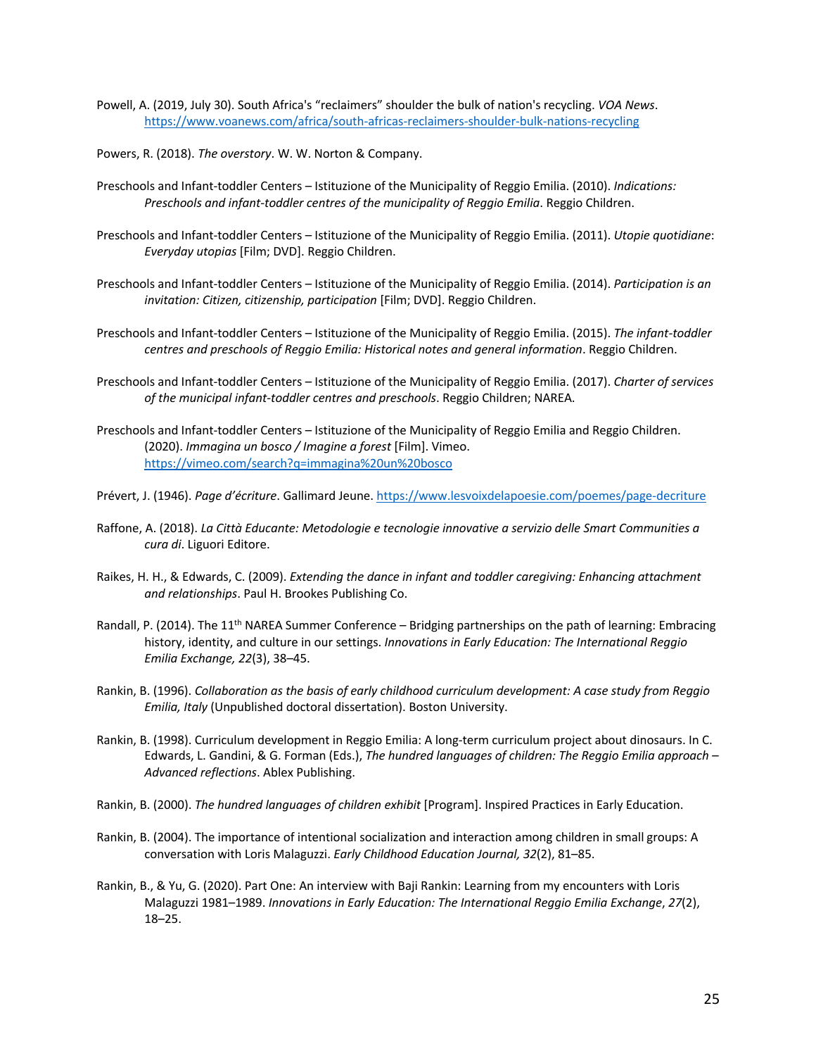Powell, A. (2019, July 30). South Africa's "reclaimers" shoulder the bulk of nation's recycling. *VOA News*. https://www.voanews.com/africa/south-africas-reclaimers-shoulder-bulk-nations-recycling

Powers, R. (2018). *The overstory*. W. W. Norton & Company.

Preschools and Infant-toddler Centers – Istituzione of the Municipality of Reggio Emilia. (2010). *Indications: Preschools and infant-toddler centres of the municipality of Reggio Emilia*. Reggio Children.

Preschools and Infant-toddler Centers – Istituzione of the Municipality of Reggio Emilia. (2011). *Utopie quotidiane*: *Everyday utopias* [Film; DVD]. Reggio Children.

Preschools and Infant-toddler Centers – Istituzione of the Municipality of Reggio Emilia. (2014). *Participation is an invitation: Citizen, citizenship, participation* [Film; DVD]. Reggio Children.

Preschools and Infant-toddler Centers – Istituzione of the Municipality of Reggio Emilia. (2015). *The infant-toddler centres and preschools of Reggio Emilia: Historical notes and general information*. Reggio Children.

Preschools and Infant-toddler Centers – Istituzione of the Municipality of Reggio Emilia. (2017). *Charter of services of the municipal infant-toddler centres and preschools*. Reggio Children; NAREA.

Preschools and Infant-toddler Centers – Istituzione of the Municipality of Reggio Emilia and Reggio Children. (2020). *Immagina un bosco / Imagine a forest* [Film]. Vimeo. https://vimeo.com/search?q=immagina%20un%20bosco

Prévert, J. (1946). *Page d'écriture*. Gallimard Jeune. https://www.lesvoixdelapoesie.com/poemes/page-decriture

Raffone, A. (2018). *La Città Educante: Metodologie e tecnologie innovative a servizio delle Smart Communities a cura di*. Liguori Editore.

Raikes, H. H., & Edwards, C. (2009). *Extending the dance in infant and toddler caregiving: Enhancing attachment and relationships*. Paul H. Brookes Publishing Co.

Randall, P. (2014). The 11th NAREA Summer Conference – Bridging partnerships on the path of learning: Embracing history, identity, and culture in our settings. *Innovations in Early Education: The International Reggio Emilia Exchange, 22*(3), 38–45.

Rankin, B. (1996). *Collaboration as the basis of early childhood curriculum development: A case study from Reggio Emilia, Italy* (Unpublished doctoral dissertation). Boston University.

Rankin, B. (1998). Curriculum development in Reggio Emilia: A long-term curriculum project about dinosaurs. In C. Edwards, L. Gandini, & G. Forman (Eds.), *The hundred languages of children: The Reggio Emilia approach – Advanced reflections*. Ablex Publishing.

Rankin, B. (2000). *The hundred languages of children exhibit* [Program]. Inspired Practices in Early Education.

Rankin, B. (2004). The importance of intentional socialization and interaction among children in small groups: A conversation with Loris Malaguzzi. *Early Childhood Education Journal, 32*(2), 81–85.

Rankin, B., & Yu, G. (2020). Part One: An interview with Baji Rankin: Learning from my encounters with Loris Malaguzzi 1981–1989. *Innovations in Early Education: The International Reggio Emilia Exchange*, *27*(2), 18–25.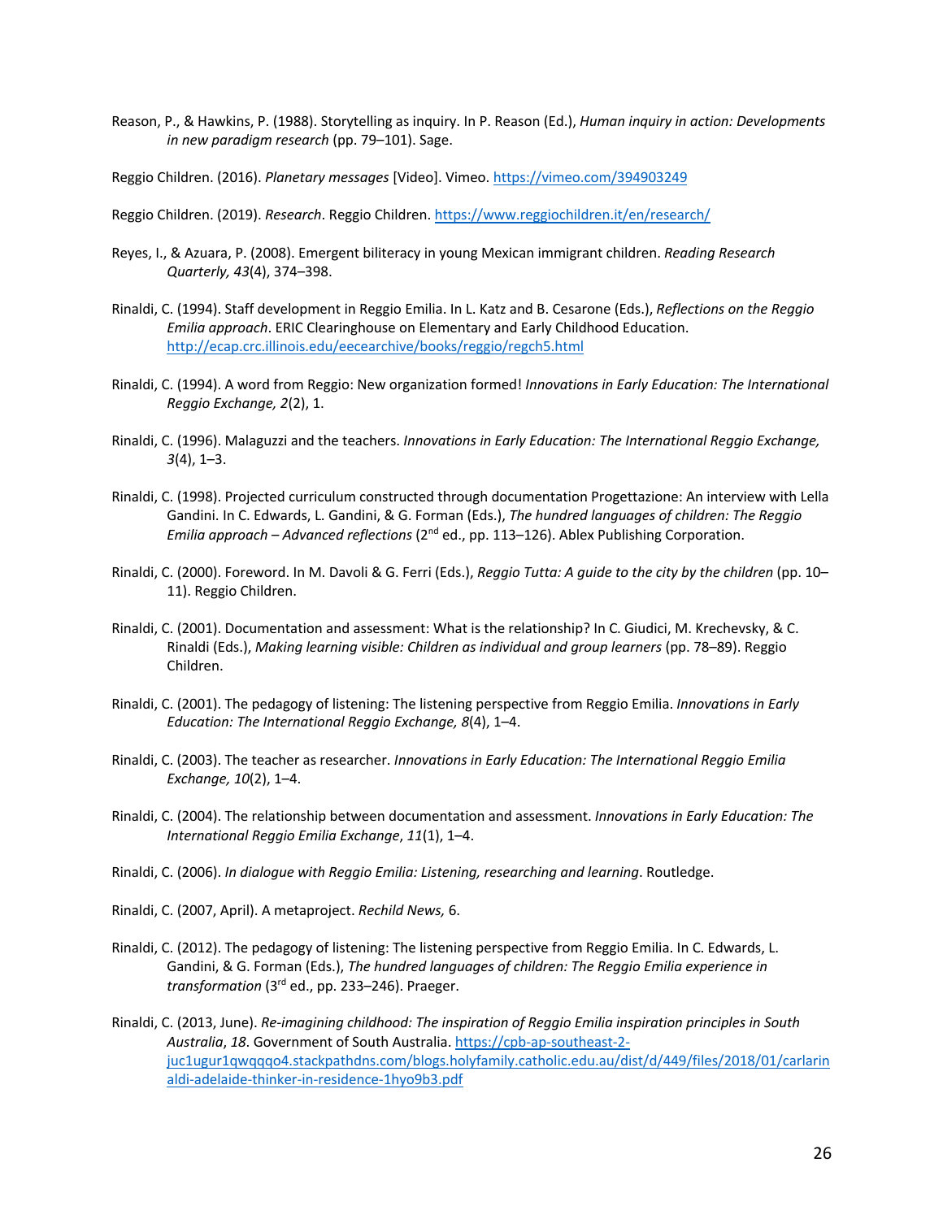Reason, P., & Hawkins, P. (1988). Storytelling as inquiry. In P. Reason (Ed.), *Human inquiry in action: Developments in new paradigm research* (pp. 79–101). Sage.

Reggio Children. (2016). *Planetary messages* [Video]. Vimeo. https://vimeo.com/394903249

Reggio Children. (2019). *Research*. Reggio Children. https://www.reggiochildren.it/en/research/

Reyes, I., & Azuara, P. (2008). Emergent biliteracy in young Mexican immigrant children. *Reading Research Quarterly, 43*(4), 374–398.

Rinaldi, C. (1994). Staff development in Reggio Emilia. In L. Katz and B. Cesarone (Eds.), *Reflections on the Reggio Emilia approach*. ERIC Clearinghouse on Elementary and Early Childhood Education. http://ecap.crc.illinois.edu/eecearchive/books/reggio/regch5.html

Rinaldi, C. (1994). A word from Reggio: New organization formed! *Innovations in Early Education: The International Reggio Exchange, 2*(2), 1.

Rinaldi, C. (1996). Malaguzzi and the teachers. *Innovations in Early Education: The International Reggio Exchange, 3*(4), 1–3.

Rinaldi, C. (1998). Projected curriculum constructed through documentation Progettazione: An interview with Lella Gandini. In C. Edwards, L. Gandini, & G. Forman (Eds.), *The hundred languages of children: The Reggio Emilia approach – Advanced reflections* (2nd ed., pp. 113–126). Ablex Publishing Corporation.

Rinaldi, C. (2000). Foreword. In M. Davoli & G. Ferri (Eds.), *Reggio Tutta: A guide to the city by the children* (pp. 10–11). Reggio Children.

Rinaldi, C. (2001). Documentation and assessment: What is the relationship? In C. Giudici, M. Krechevsky, & C. Rinaldi (Eds.), *Making learning visible: Children as individual and group learners* (pp. 78–89). Reggio Children.

Rinaldi, C. (2001). The pedagogy of listening: The listening perspective from Reggio Emilia. *Innovations in Early Education: The International Reggio Exchange, 8*(4), 1–4.

Rinaldi, C. (2003). The teacher as researcher. *Innovations in Early Education: The International Reggio Emilia Exchange, 10*(2), 1–4.

Rinaldi, C. (2004). The relationship between documentation and assessment. *Innovations in Early Education: The International Reggio Emilia Exchange*, *11*(1), 1–4.

Rinaldi, C. (2006). *In dialogue with Reggio Emilia: Listening, researching and learning*. Routledge.

Rinaldi, C. (2007, April). A metaproject. *Rechild News,* 6.

Rinaldi, C. (2012). The pedagogy of listening: The listening perspective from Reggio Emilia. In C. Edwards, L. Gandini, & G. Forman (Eds.), *The hundred languages of children: The Reggio Emilia experience in transformation* (3rd ed., pp. 233–246). Praeger.

Rinaldi, C. (2013, June). *Re-imagining childhood: The inspiration of Reggio Emilia inspiration principles in South Australia*, *18*. Government of South Australia. https://cpb-ap-southeast-2-juc1ugur1qwqqqo4.stackpathdns.com/blogs.holyfamily.catholic.edu.au/dist/d/449/files/2018/01/carlarinaldi-adelaide-thinker-in-residence-1hyo9b3.pdf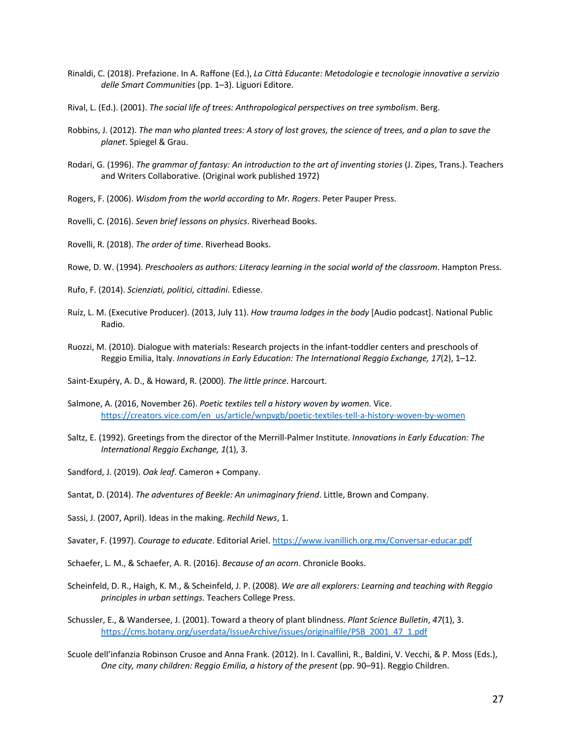Rinaldi, C. (2018). Prefazione. In A. Raffone (Ed.), *La Città Educante: Metodologie e tecnologie innovative a servizio delle Smart Communities* (pp. 1–3). Liguori Editore.

Rival, L. (Ed.). (2001). *The social life of trees: Anthropological perspectives on tree symbolism*. Berg.

Robbins, J. (2012). *The man who planted trees: A story of lost groves, the science of trees, and a plan to save the planet*. Spiegel & Grau.

Rodari, G. (1996). *The grammar of fantasy: An introduction to the art of inventing stories* (J. Zipes, Trans.). Teachers and Writers Collaborative. (Original work published 1972)

Rogers, F. (2006). *Wisdom from the world according to Mr. Rogers*. Peter Pauper Press.

Rovelli, C. (2016). *Seven brief lessons on physics*. Riverhead Books.

Rovelli, R. (2018). *The order of time*. Riverhead Books.

Rowe, D. W. (1994). *Preschoolers as authors: Literacy learning in the social world of the classroom*. Hampton Press.

Rufo, F. (2014). *Scienziati, politici, cittadini*. Ediesse.

Ruíz, L. M. (Executive Producer). (2013, July 11). *How trauma lodges in the body* [Audio podcast]. National Public Radio.

Ruozzi, M. (2010). Dialogue with materials: Research projects in the infant-toddler centers and preschools of Reggio Emilia, Italy. *Innovations in Early Education: The International Reggio Exchange, 17*(2), 1–12.

Saint-Exupéry, A. D., & Howard, R. (2000). *The little prince*. Harcourt.

Salmone, A. (2016, November 26). *Poetic textiles tell a history woven by women.* Vice. https://creators.vice.com/en_us/article/wnpvgb/poetic-textiles-tell-a-history-woven-by-women

Saltz, E. (1992). Greetings from the director of the Merrill-Palmer Institute. *Innovations in Early Education: The International Reggio Exchange, 1*(1), 3.

Sandford, J. (2019). *Oak leaf*. Cameron + Company.

Santat, D. (2014). *The adventures of Beekle: An unimaginary friend*. Little, Brown and Company.

Sassi, J. (2007, April). Ideas in the making. *Rechild News*, 1.

Savater, F. (1997). *Courage to educate*. Editorial Ariel. https://www.ivanillich.org.mx/Conversar-educar.pdf

Schaefer, L. M., & Schaefer, A. R. (2016). *Because of an acorn*. Chronicle Books.

Scheinfeld, D. R., Haigh, K. M., & Scheinfeld, J. P. (2008). *We are all explorers: Learning and teaching with Reggio principles in urban settings*. Teachers College Press.

Schussler, E., & Wandersee, J. (2001). Toward a theory of plant blindness. *Plant Science Bulletin*, *47*(1), 3. https://cms.botany.org/userdata/IssueArchive/issues/originalfile/PSB_2001_47_1.pdf

Scuole dell'infanzia Robinson Crusoe and Anna Frank. (2012). In I. Cavallini, R., Baldini, V. Vecchi, & P. Moss (Eds.), *One city, many children: Reggio Emilia, a history of the present* (pp. 90–91). Reggio Children.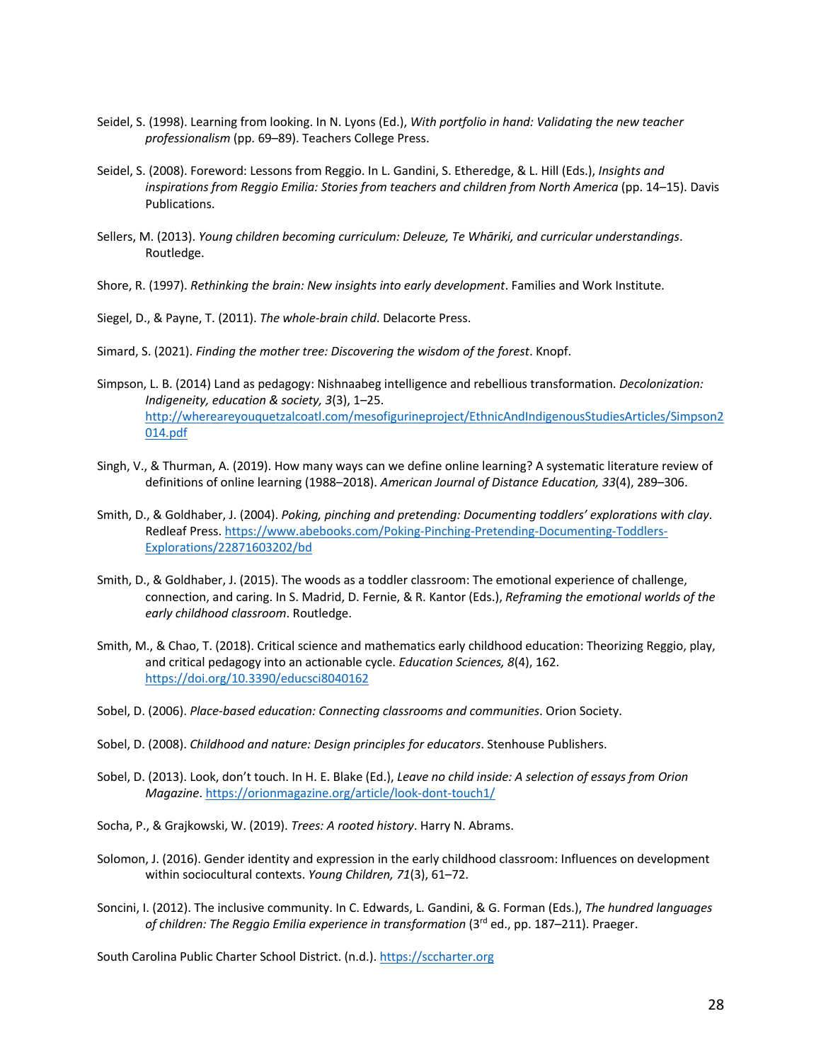Seidel, S. (1998). Learning from looking. In N. Lyons (Ed.), *With portfolio in hand: Validating the new teacher professionalism* (pp. 69–89). Teachers College Press.

Seidel, S. (2008). Foreword: Lessons from Reggio. In L. Gandini, S. Etheredge, & L. Hill (Eds.), *Insights and inspirations from Reggio Emilia: Stories from teachers and children from North America* (pp. 14–15). Davis Publications.

Sellers, M. (2013). *Young children becoming curriculum: Deleuze, Te Whāriki, and curricular understandings*. Routledge.

Shore, R. (1997). *Rethinking the brain: New insights into early development*. Families and Work Institute.

Siegel, D., & Payne, T. (2011). *The whole-brain child*. Delacorte Press.

Simard, S. (2021). *Finding the mother tree: Discovering the wisdom of the forest*. Knopf.

Simpson, L. B. (2014) Land as pedagogy: Nishnaabeg intelligence and rebellious transformation. *Decolonization: Indigeneity, education & society, 3*(3), 1–25. http://whereareyouquetzalcoatl.com/mesofigurineproject/EthnicAndIndigenousStudiesArticles/Simpson2014.pdf

Singh, V., & Thurman, A. (2019). How many ways can we define online learning? A systematic literature review of definitions of online learning (1988–2018). *American Journal of Distance Education, 33*(4), 289–306.

Smith, D., & Goldhaber, J. (2004). *Poking, pinching and pretending: Documenting toddlers' explorations with clay*. Redleaf Press. https://www.abebooks.com/Poking-Pinching-Pretending-Documenting-Toddlers-Explorations/22871603202/bd

Smith, D., & Goldhaber, J. (2015). The woods as a toddler classroom: The emotional experience of challenge, connection, and caring. In S. Madrid, D. Fernie, & R. Kantor (Eds.), *Reframing the emotional worlds of the early childhood classroom*. Routledge.

Smith, M., & Chao, T. (2018). Critical science and mathematics early childhood education: Theorizing Reggio, play, and critical pedagogy into an actionable cycle. *Education Sciences, 8*(4), 162. https://doi.org/10.3390/educsci8040162

Sobel, D. (2006). *Place-based education: Connecting classrooms and communities*. Orion Society.

Sobel, D. (2008). *Childhood and nature: Design principles for educators*. Stenhouse Publishers.

Sobel, D. (2013). Look, don't touch. In H. E. Blake (Ed.), *Leave no child inside: A selection of essays from Orion Magazine*. https://orionmagazine.org/article/look-dont-touch1/

Socha, P., & Grajkowski, W. (2019). *Trees: A rooted history*. Harry N. Abrams.

Solomon, J. (2016). Gender identity and expression in the early childhood classroom: Influences on development within sociocultural contexts. *Young Children, 71*(3), 61–72.

Soncini, I. (2012). The inclusive community. In C. Edwards, L. Gandini, & G. Forman (Eds.), *The hundred languages of children: The Reggio Emilia experience in transformation* (3rd ed., pp. 187–211). Praeger.

South Carolina Public Charter School District. (n.d.). https://sccharter.org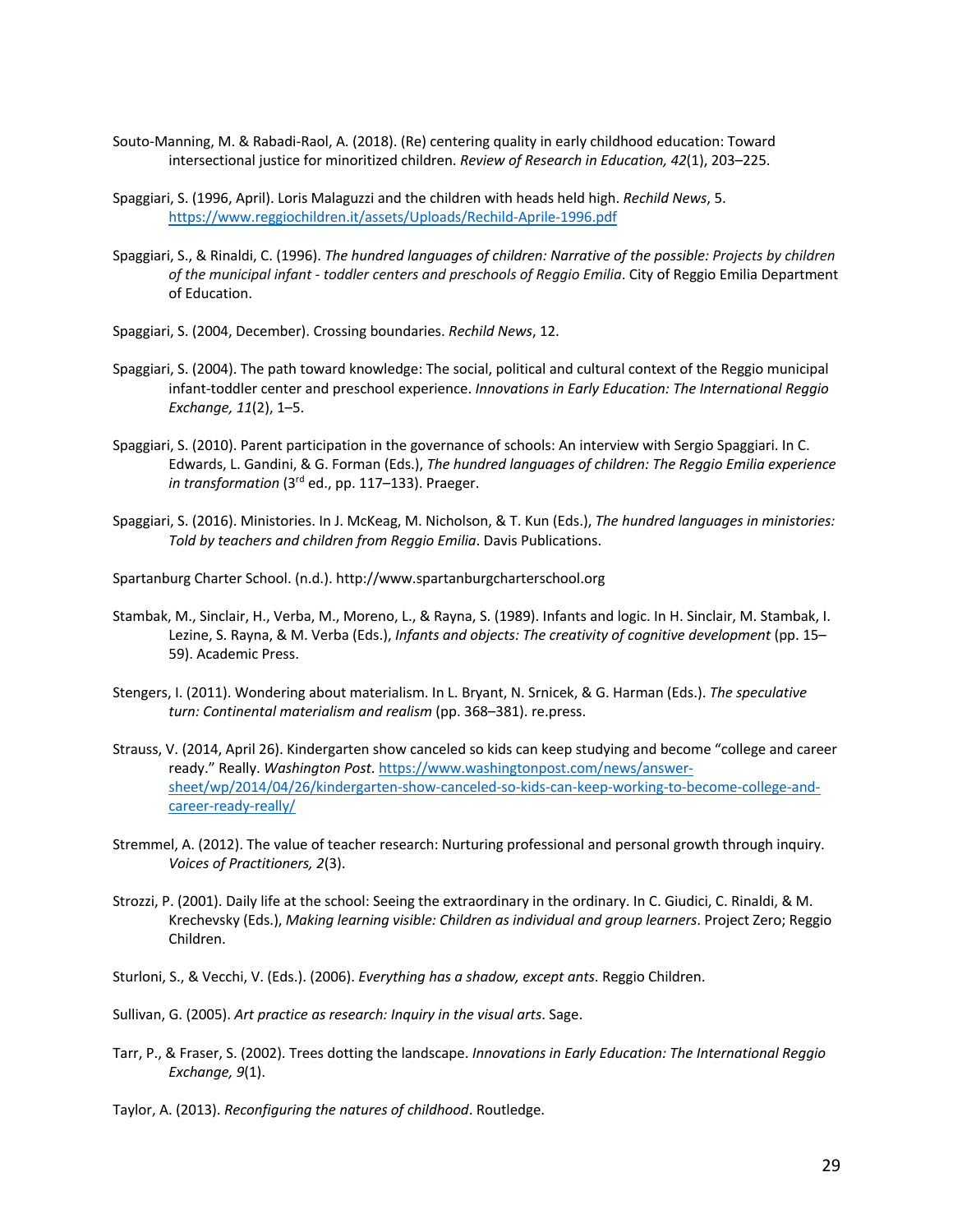Souto-Manning, M. & Rabadi-Raol, A. (2018). (Re) centering quality in early childhood education: Toward intersectional justice for minoritized children. *Review of Research in Education, 42*(1), 203–225.

Spaggiari, S. (1996, April). Loris Malaguzzi and the children with heads held high. *Rechild News*, 5. https://www.reggiochildren.it/assets/Uploads/Rechild-Aprile-1996.pdf

Spaggiari, S., & Rinaldi, C. (1996). *The hundred languages of children: Narrative of the possible: Projects by children of the municipal infant - toddler centers and preschools of Reggio Emilia*. City of Reggio Emilia Department of Education.

Spaggiari, S. (2004, December). Crossing boundaries. *Rechild News*, 12.

Spaggiari, S. (2004). The path toward knowledge: The social, political and cultural context of the Reggio municipal infant-toddler center and preschool experience. *Innovations in Early Education: The International Reggio Exchange, 11*(2), 1–5.

Spaggiari, S. (2010). Parent participation in the governance of schools: An interview with Sergio Spaggiari. In C. Edwards, L. Gandini, & G. Forman (Eds.), *The hundred languages of children: The Reggio Emilia experience in transformation* (3rd ed., pp. 117–133). Praeger.

Spaggiari, S. (2016). Ministories. In J. McKeag, M. Nicholson, & T. Kun (Eds.), *The hundred languages in ministories: Told by teachers and children from Reggio Emilia*. Davis Publications.

Spartanburg Charter School. (n.d.). http://www.spartanburgcharterschool.org

Stambak, M., Sinclair, H., Verba, M., Moreno, L., & Rayna, S. (1989). Infants and logic. In H. Sinclair, M. Stambak, I. Lezine, S. Rayna, & M. Verba (Eds.), *Infants and objects: The creativity of cognitive development* (pp. 15–59). Academic Press.

Stengers, I. (2011). Wondering about materialism. In L. Bryant, N. Srnicek, & G. Harman (Eds.). *The speculative turn: Continental materialism and realism* (pp. 368–381). re.press.

Strauss, V. (2014, April 26). Kindergarten show canceled so kids can keep studying and become "college and career ready." Really. *Washington Post*. https://www.washingtonpost.com/news/answer-sheet/wp/2014/04/26/kindergarten-show-canceled-so-kids-can-keep-working-to-become-college-and-career-ready-really/

Stremmel, A. (2012). The value of teacher research: Nurturing professional and personal growth through inquiry. *Voices of Practitioners, 2*(3).

Strozzi, P. (2001). Daily life at the school: Seeing the extraordinary in the ordinary. In C. Giudici, C. Rinaldi, & M. Krechevsky (Eds.), *Making learning visible: Children as individual and group learners*. Project Zero; Reggio Children.

Sturloni, S., & Vecchi, V. (Eds.). (2006). *Everything has a shadow, except ants*. Reggio Children.

Sullivan, G. (2005). *Art practice as research: Inquiry in the visual arts*. Sage.

Tarr, P., & Fraser, S. (2002). Trees dotting the landscape. *Innovations in Early Education: The International Reggio Exchange, 9*(1).

Taylor, A. (2013). *Reconfiguring the natures of childhood*. Routledge.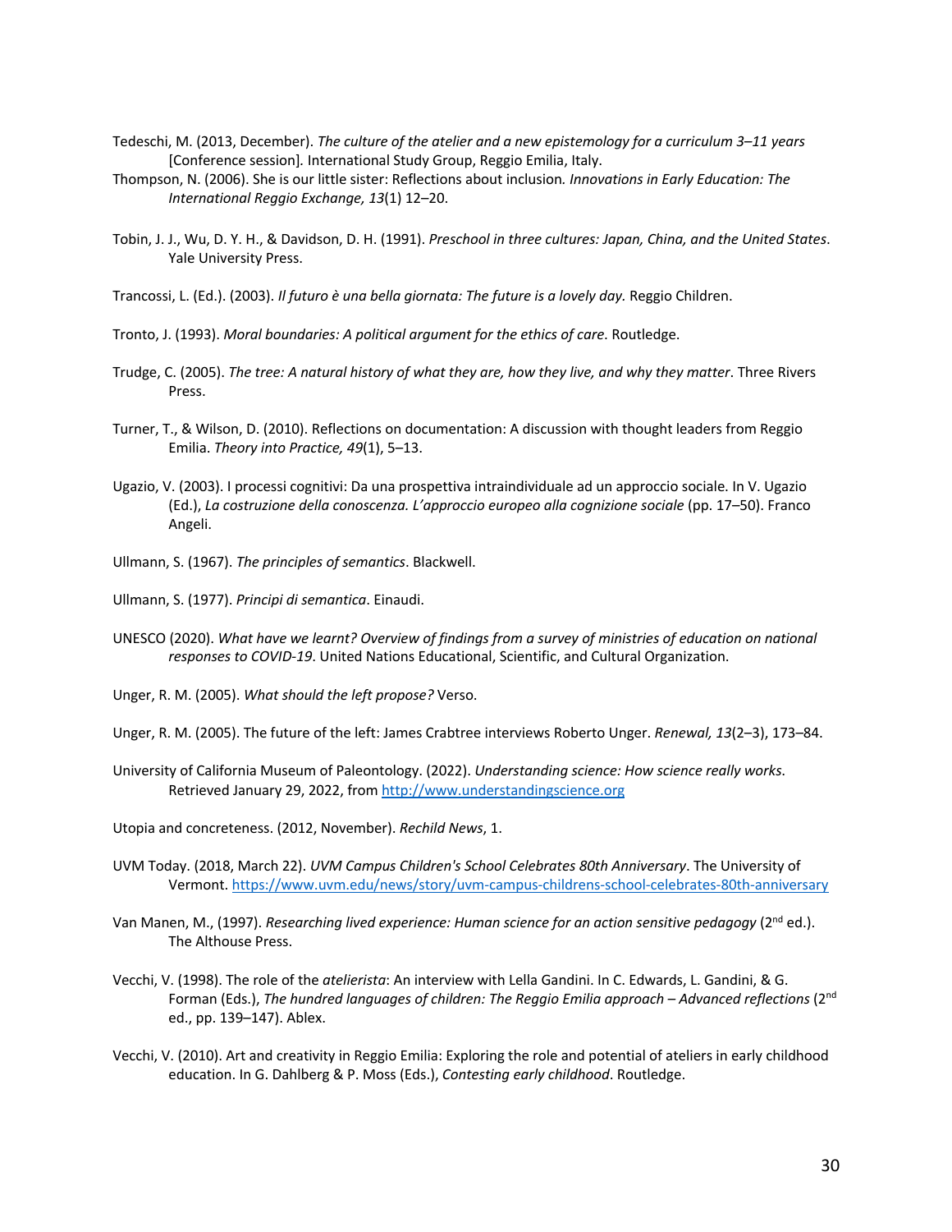Tedeschi, M. (2013, December). *The culture of the atelier and a new epistemology for a curriculum 3–11 years* [Conference session]. International Study Group, Reggio Emilia, Italy.

Thompson, N. (2006). She is our little sister: Reflections about inclusion. *Innovations in Early Education: The International Reggio Exchange, 13*(1) 12–20.

Tobin, J. J., Wu, D. Y. H., & Davidson, D. H. (1991). *Preschool in three cultures: Japan, China, and the United States*. Yale University Press.

Trancossi, L. (Ed.). (2003). *Il futuro è una bella giornata: The future is a lovely day.* Reggio Children.

Tronto, J. (1993). *Moral boundaries: A political argument for the ethics of care*. Routledge.

Trudge, C. (2005). *The tree: A natural history of what they are, how they live, and why they matter*. Three Rivers Press.

Turner, T., & Wilson, D. (2010). Reflections on documentation: A discussion with thought leaders from Reggio Emilia. *Theory into Practice, 49*(1), 5–13.

Ugazio, V. (2003). I processi cognitivi: Da una prospettiva intraindividuale ad un approccio sociale. In V. Ugazio (Ed.), *La costruzione della conoscenza. L'approccio europeo alla cognizione sociale* (pp. 17–50). Franco Angeli.

Ullmann, S. (1967). *The principles of semantics*. Blackwell.

Ullmann, S. (1977). *Principi di semantica*. Einaudi.

UNESCO (2020). *What have we learnt? Overview of findings from a survey of ministries of education on national responses to COVID-19*. United Nations Educational, Scientific, and Cultural Organization.

Unger, R. M. (2005). *What should the left propose?* Verso.

Unger, R. M. (2005). The future of the left: James Crabtree interviews Roberto Unger. *Renewal, 13*(2–3), 173–84.

University of California Museum of Paleontology. (2022). *Understanding science: How science really works.* Retrieved January 29, 2022, from http://www.understandingscience.org

Utopia and concreteness. (2012, November). *Rechild News*, 1.

UVM Today. (2018, March 22). *UVM Campus Children's School Celebrates 80th Anniversary*. The University of Vermont. https://www.uvm.edu/news/story/uvm-campus-childrens-school-celebrates-80th-anniversary

Van Manen, M., (1997). *Researching lived experience: Human science for an action sensitive pedagogy* (2nd ed.). The Althouse Press.

Vecchi, V. (1998). The role of the *atelierista*: An interview with Lella Gandini. In C. Edwards, L. Gandini, & G. Forman (Eds.), *The hundred languages of children: The Reggio Emilia approach – Advanced reflections* (2nd ed., pp. 139–147). Ablex.

Vecchi, V. (2010). Art and creativity in Reggio Emilia: Exploring the role and potential of ateliers in early childhood education. In G. Dahlberg & P. Moss (Eds.), *Contesting early childhood*. Routledge.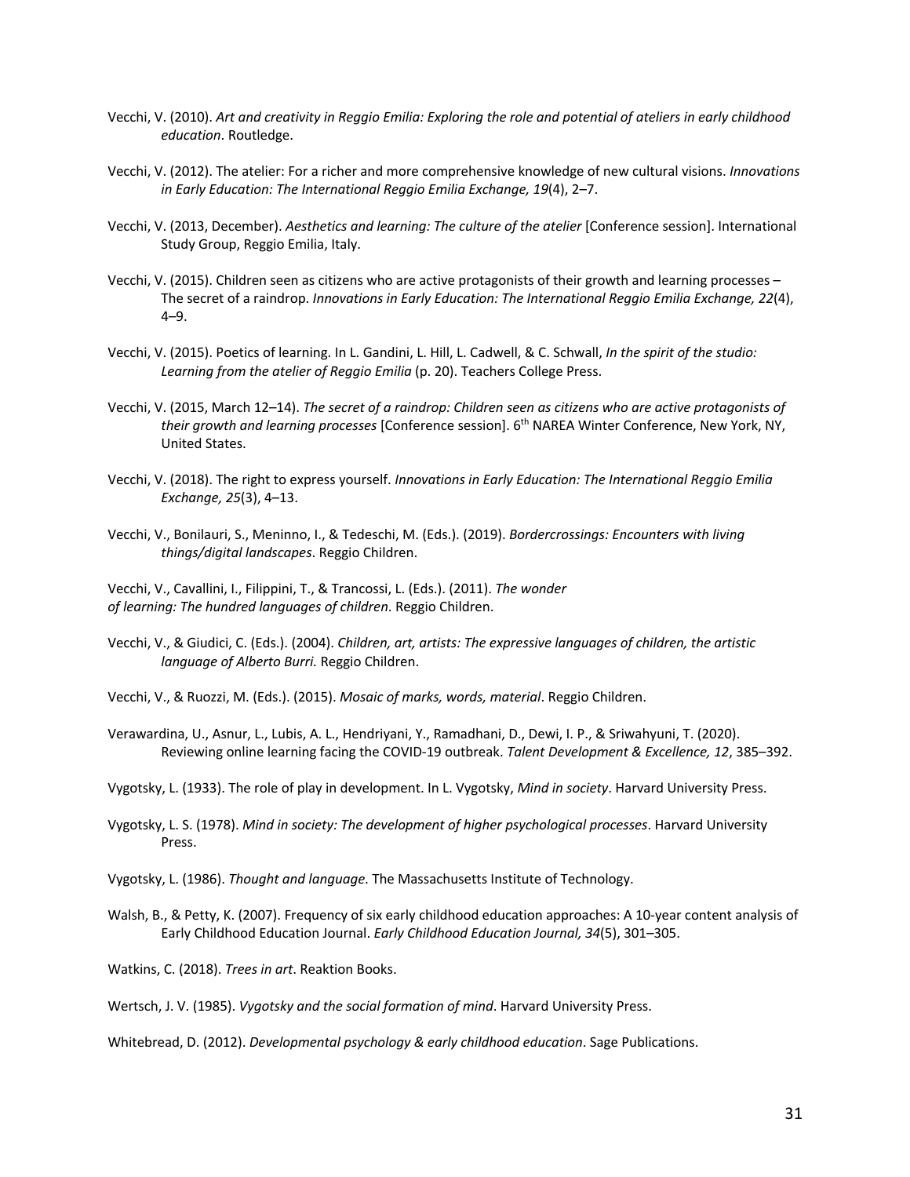Vecchi, V. (2010). *Art and creativity in Reggio Emilia: Exploring the role and potential of ateliers in early childhood education*. Routledge.

Vecchi, V. (2012). The atelier: For a richer and more comprehensive knowledge of new cultural visions. *Innovations in Early Education: The International Reggio Emilia Exchange, 19*(4), 2–7.

Vecchi, V. (2013, December). *Aesthetics and learning: The culture of the atelier* [Conference session]. International Study Group, Reggio Emilia, Italy.

Vecchi, V. (2015). Children seen as citizens who are active protagonists of their growth and learning processes – The secret of a raindrop. *Innovations in Early Education: The International Reggio Emilia Exchange, 22*(4), 4–9.

Vecchi, V. (2015). Poetics of learning. In L. Gandini, L. Hill, L. Cadwell, & C. Schwall, *In the spirit of the studio: Learning from the atelier of Reggio Emilia* (p. 20). Teachers College Press.

Vecchi, V. (2015, March 12–14). *The secret of a raindrop: Children seen as citizens who are active protagonists of their growth and learning processes* [Conference session]. 6th NAREA Winter Conference, New York, NY, United States.

Vecchi, V. (2018). The right to express yourself. *Innovations in Early Education: The International Reggio Emilia Exchange, 25*(3), 4–13.

Vecchi, V., Bonilauri, S., Meninno, I., & Tedeschi, M. (Eds.). (2019). *Bordercrossings: Encounters with living things/digital landscapes*. Reggio Children.

Vecchi, V., Cavallini, I., Filippini, T., & Trancossi, L. (Eds.). (2011). *The wonder of learning: The hundred languages of children*. Reggio Children.

Vecchi, V., & Giudici, C. (Eds.). (2004). *Children, art, artists: The expressive languages of children, the artistic language of Alberto Burri.* Reggio Children.

Vecchi, V., & Ruozzi, M. (Eds.). (2015). *Mosaic of marks, words, material*. Reggio Children.

Verawardina, U., Asnur, L., Lubis, A. L., Hendriyani, Y., Ramadhani, D., Dewi, I. P., & Sriwahyuni, T. (2020). Reviewing online learning facing the COVID-19 outbreak. *Talent Development & Excellence, 12*, 385–392.

Vygotsky, L. (1933). The role of play in development. In L. Vygotsky, *Mind in society*. Harvard University Press.

Vygotsky, L. S. (1978). *Mind in society: The development of higher psychological processes*. Harvard University Press.

Vygotsky, L. (1986). *Thought and language*. The Massachusetts Institute of Technology.

Walsh, B., & Petty, K. (2007). Frequency of six early childhood education approaches: A 10-year content analysis of Early Childhood Education Journal. *Early Childhood Education Journal, 34*(5), 301–305.

Watkins, C. (2018). *Trees in art*. Reaktion Books.

Wertsch, J. V. (1985). *Vygotsky and the social formation of mind*. Harvard University Press.

Whitebread, D. (2012). *Developmental psychology & early childhood education*. Sage Publications.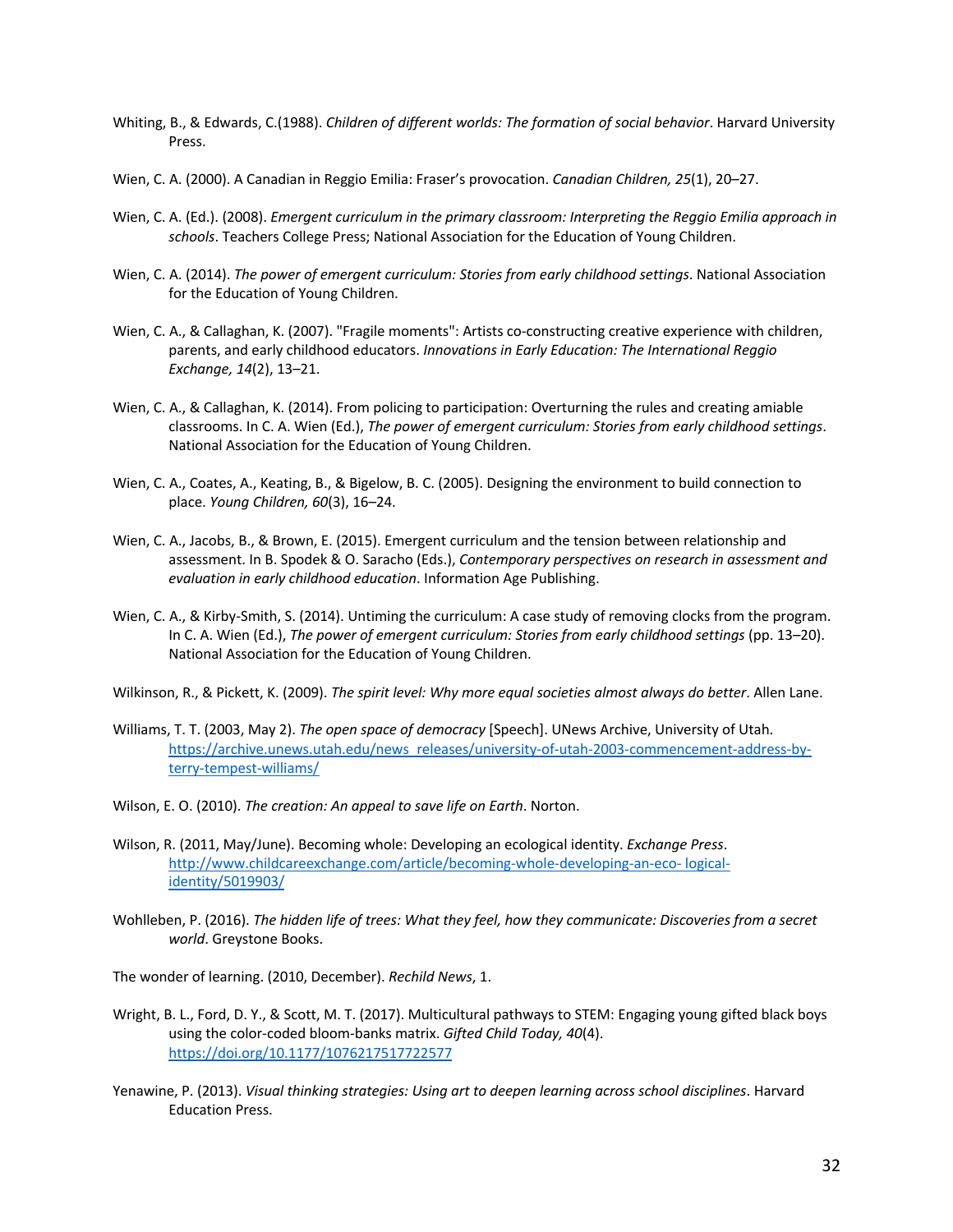Whiting, B., & Edwards, C.(1988). *Children of different worlds: The formation of social behavior*. Harvard University Press.

Wien, C. A. (2000). A Canadian in Reggio Emilia: Fraser's provocation. *Canadian Children, 25*(1), 20–27.

Wien, C. A. (Ed.). (2008). *Emergent curriculum in the primary classroom: Interpreting the Reggio Emilia approach in schools*. Teachers College Press; National Association for the Education of Young Children.

Wien, C. A. (2014). *The power of emergent curriculum: Stories from early childhood settings*. National Association for the Education of Young Children.

Wien, C. A., & Callaghan, K. (2007). "Fragile moments": Artists co-constructing creative experience with children, parents, and early childhood educators. *Innovations in Early Education: The International Reggio Exchange, 14*(2), 13–21.

Wien, C. A., & Callaghan, K. (2014). From policing to participation: Overturning the rules and creating amiable classrooms. In C. A. Wien (Ed.), *The power of emergent curriculum: Stories from early childhood settings*. National Association for the Education of Young Children.

Wien, C. A., Coates, A., Keating, B., & Bigelow, B. C. (2005). Designing the environment to build connection to place. *Young Children, 60*(3), 16–24.

Wien, C. A., Jacobs, B., & Brown, E. (2015). Emergent curriculum and the tension between relationship and assessment. In B. Spodek & O. Saracho (Eds.), *Contemporary perspectives on research in assessment and evaluation in early childhood education*. Information Age Publishing.

Wien, C. A., & Kirby-Smith, S. (2014). Untiming the curriculum: A case study of removing clocks from the program. In C. A. Wien (Ed.), *The power of emergent curriculum: Stories from early childhood settings* (pp. 13–20). National Association for the Education of Young Children.

Wilkinson, R., & Pickett, K. (2009). *The spirit level: Why more equal societies almost always do better*. Allen Lane.

Williams, T. T. (2003, May 2). *The open space of democracy* [Speech]. UNews Archive, University of Utah. https://archive.unews.utah.edu/news_releases/university-of-utah-2003-commencement-address-by-terry-tempest-williams/

Wilson, E. O. (2010). *The creation: An appeal to save life on Earth*. Norton.

Wilson, R. (2011, May/June). Becoming whole: Developing an ecological identity. *Exchange Press*. http://www.childcareexchange.com/article/becoming-whole-developing-an-eco- logical-identity/5019903/

Wohlleben, P. (2016). *The hidden life of trees: What they feel, how they communicate: Discoveries from a secret world*. Greystone Books.

The wonder of learning. (2010, December). *Rechild News*, 1.

Wright, B. L., Ford, D. Y., & Scott, M. T. (2017). Multicultural pathways to STEM: Engaging young gifted black boys using the color-coded bloom-banks matrix. *Gifted Child Today, 40*(4). https://doi.org/10.1177/1076217517722577

Yenawine, P. (2013). *Visual thinking strategies: Using art to deepen learning across school disciplines*. Harvard Education Press.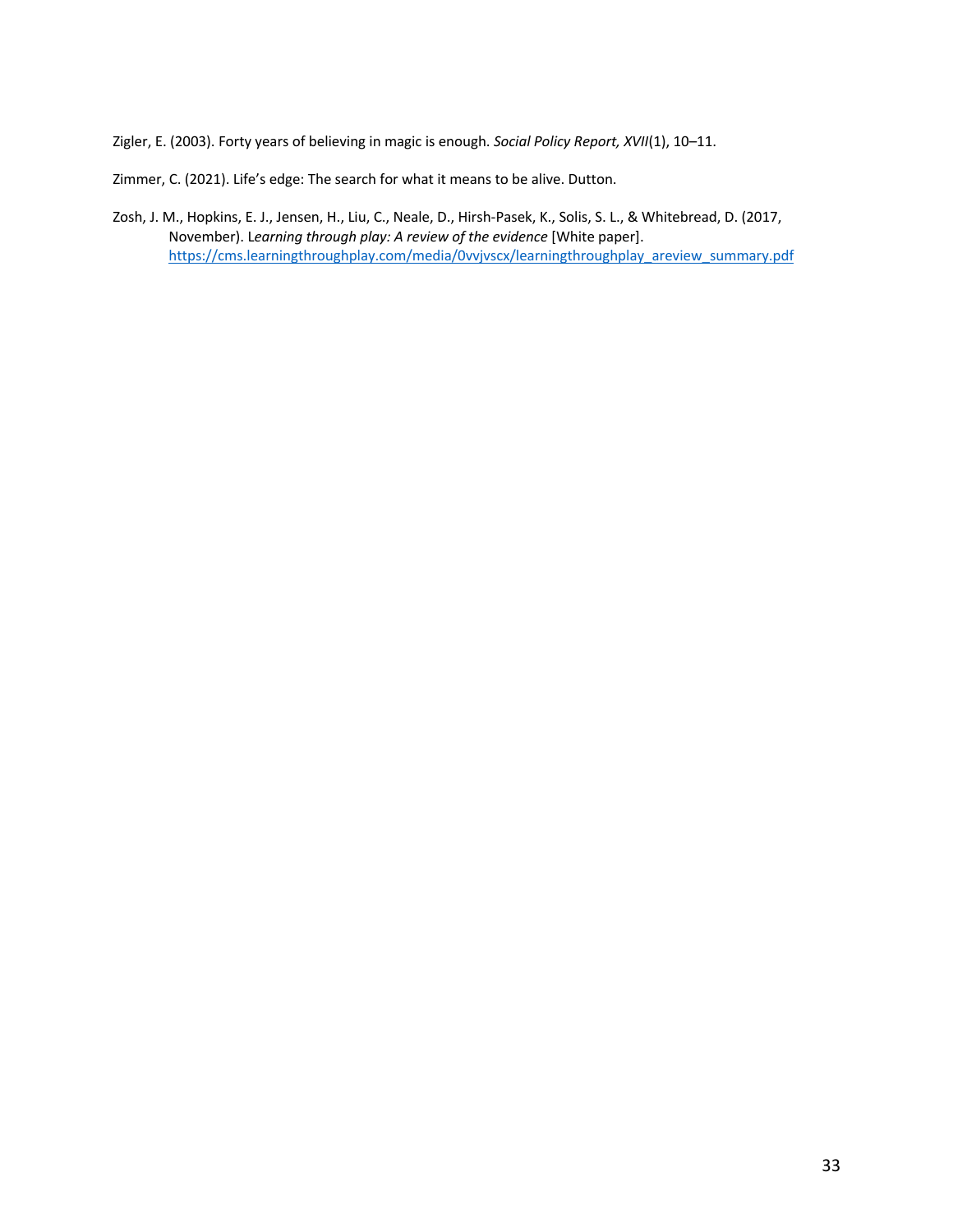Zigler, E. (2003). Forty years of believing in magic is enough. *Social Policy Report, XVII*(1), 10–11.

Zimmer, C. (2021). Life's edge: The search for what it means to be alive. Dutton.

Zosh, J. M., Hopkins, E. J., Jensen, H., Liu, C., Neale, D., Hirsh-Pasek, K., Solis, S. L., & Whitebread, D. (2017, November). L*earning through play: A review of the evidence* [White paper]. https://cms.learningthroughplay.com/media/0vvjvscx/learningthroughplay_areview_summary.pdf